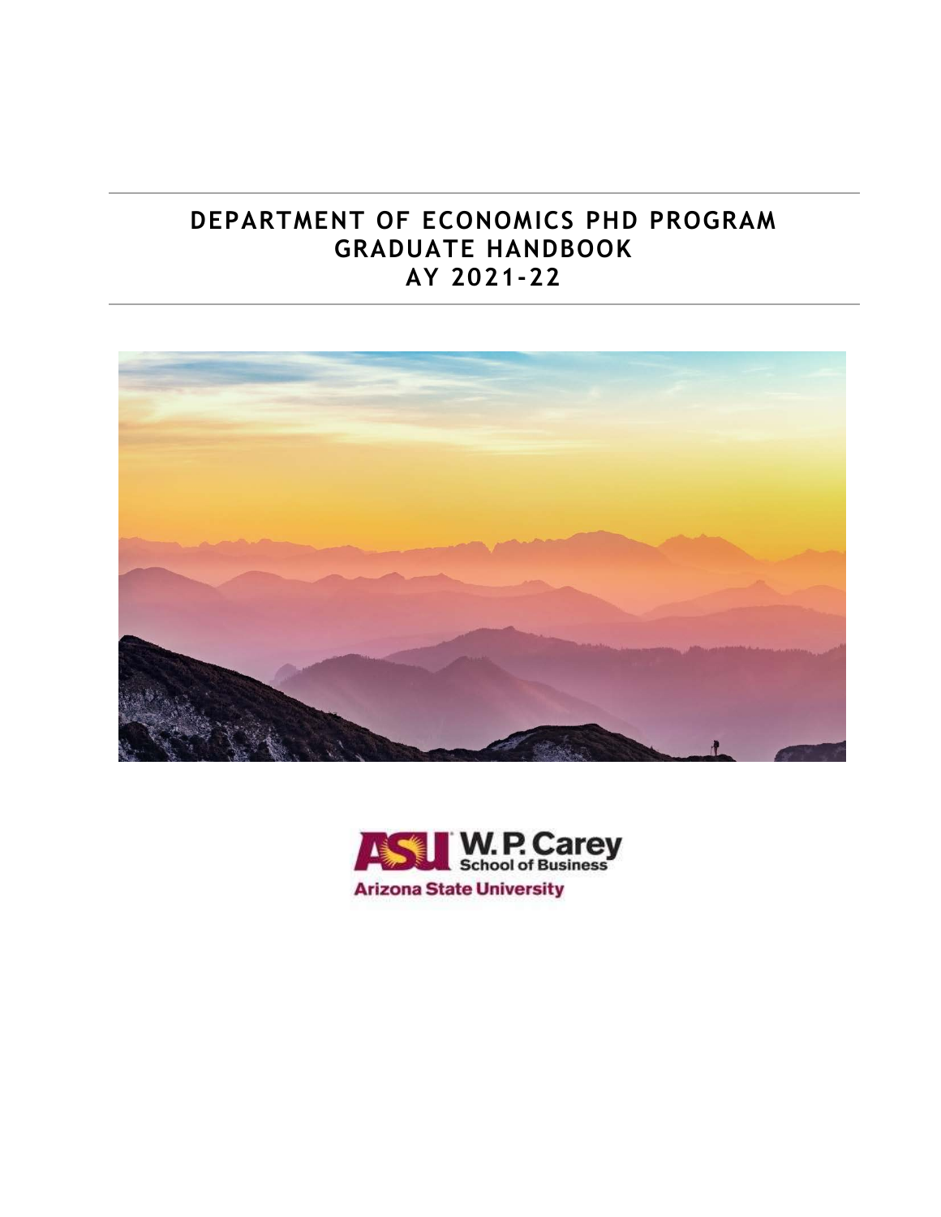# DEPARTMENT OF ECONOMICS PHD PROGRAM GRADUATE HANDBOOK AY 2021-22

ASU W. P. Carey School of Business

Arizona State University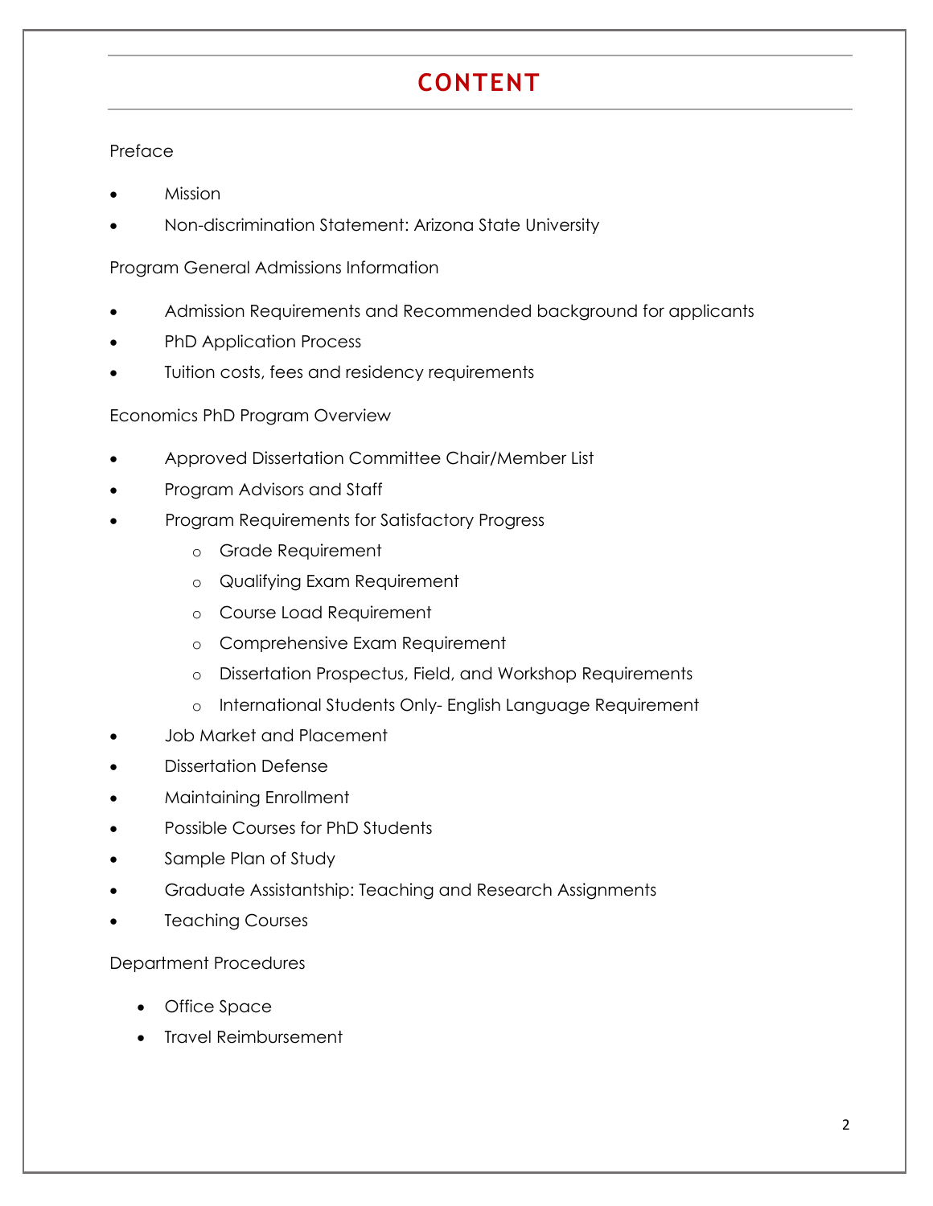# CONTENT

Preface

- Mission
- Non-discrimination Statement: Arizona State University

Program General Admissions Information

- Admission Requirements and Recommended background for applicants
- PhD Application Process
- Tuition costs, fees and residency requirements

Economics PhD Program Overview

- Approved Dissertation Committee Chair/Member List
- Program Advisors and Staff
- Program Requirements for Satisfactory Progress
  - Grade Requirement
  - Qualifying Exam Requirement
  - Course Load Requirement
  - Comprehensive Exam Requirement
  - Dissertation Prospectus, Field, and Workshop Requirements
  - International Students Only- English Language Requirement
- Job Market and Placement
- Dissertation Defense
- Maintaining Enrollment
- Possible Courses for PhD Students
- Sample Plan of Study
- Graduate Assistantship: Teaching and Research Assignments
- Teaching Courses

Department Procedures

- Office Space
- Travel Reimbursement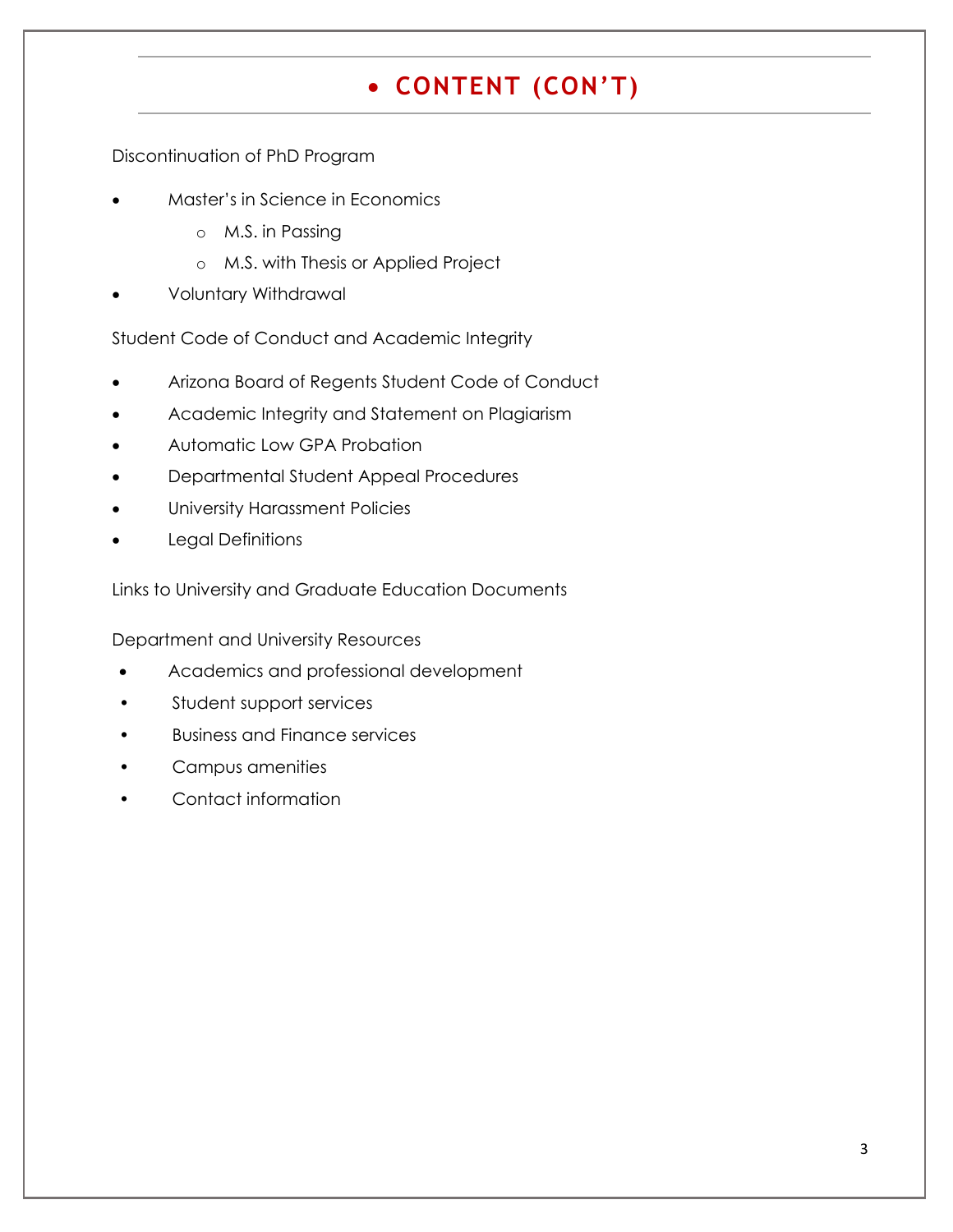# CONTENT (CON'T)

Discontinuation of PhD Program

- Master's in Science in Economics
  - M.S. in Passing
  - M.S. with Thesis or Applied Project
- Voluntary Withdrawal

Student Code of Conduct and Academic Integrity

- Arizona Board of Regents Student Code of Conduct
- Academic Integrity and Statement on Plagiarism
- Automatic Low GPA Probation
- Departmental Student Appeal Procedures
- University Harassment Policies
- Legal Definitions

Links to University and Graduate Education Documents

Department and University Resources

- Academics and professional development
- Student support services
- Business and Finance services
- Campus amenities
- Contact information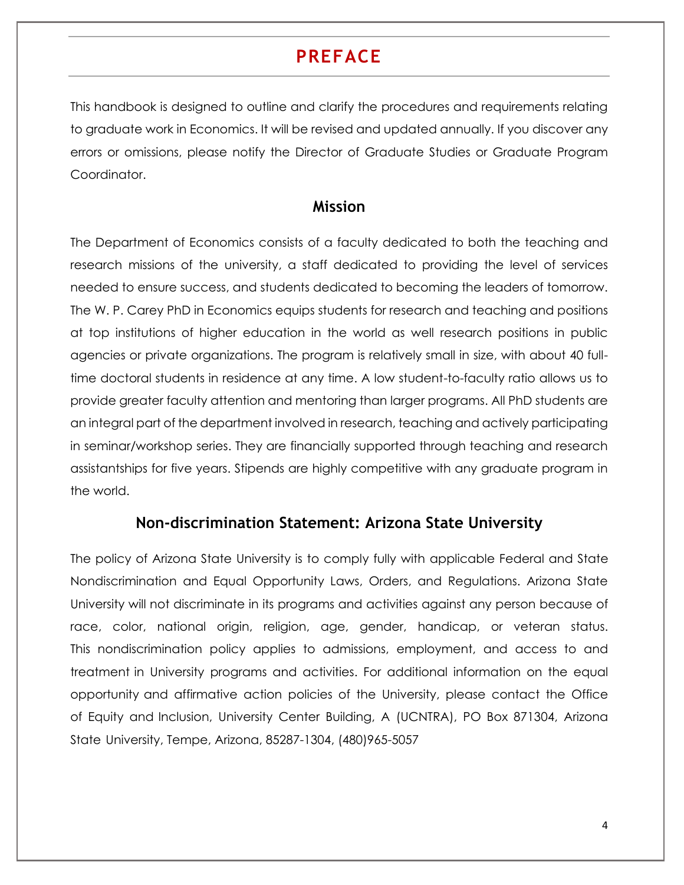# PREFACE

This handbook is designed to outline and clarify the procedures and requirements relating to graduate work in Economics. It will be revised and updated annually. If you discover any errors or omissions, please notify the Director of Graduate Studies or Graduate Program Coordinator.

## Mission

The Department of Economics consists of a faculty dedicated to both the teaching and research missions of the university, a staff dedicated to providing the level of services needed to ensure success, and students dedicated to becoming the leaders of tomorrow. The W. P. Carey PhD in Economics equips students for research and teaching and positions at top institutions of higher education in the world as well research positions in public agencies or private organizations. The program is relatively small in size, with about 40 full-time doctoral students in residence at any time. A low student-to-faculty ratio allows us to provide greater faculty attention and mentoring than larger programs. All PhD students are an integral part of the department involved in research, teaching and actively participating in seminar/workshop series. They are financially supported through teaching and research assistantships for five years. Stipends are highly competitive with any graduate program in the world.

## Non-discrimination Statement: Arizona State University

The policy of Arizona State University is to comply fully with applicable Federal and State Nondiscrimination and Equal Opportunity Laws, Orders, and Regulations. Arizona State University will not discriminate in its programs and activities against any person because of race, color, national origin, religion, age, gender, handicap, or veteran status. This nondiscrimination policy applies to admissions, employment, and access to and treatment in University programs and activities. For additional information on the equal opportunity and affirmative action policies of the University, please contact the Office of Equity and Inclusion, University Center Building, A (UCNTRA), PO Box 871304, Arizona State University, Tempe, Arizona, 85287-1304, (480)965-5057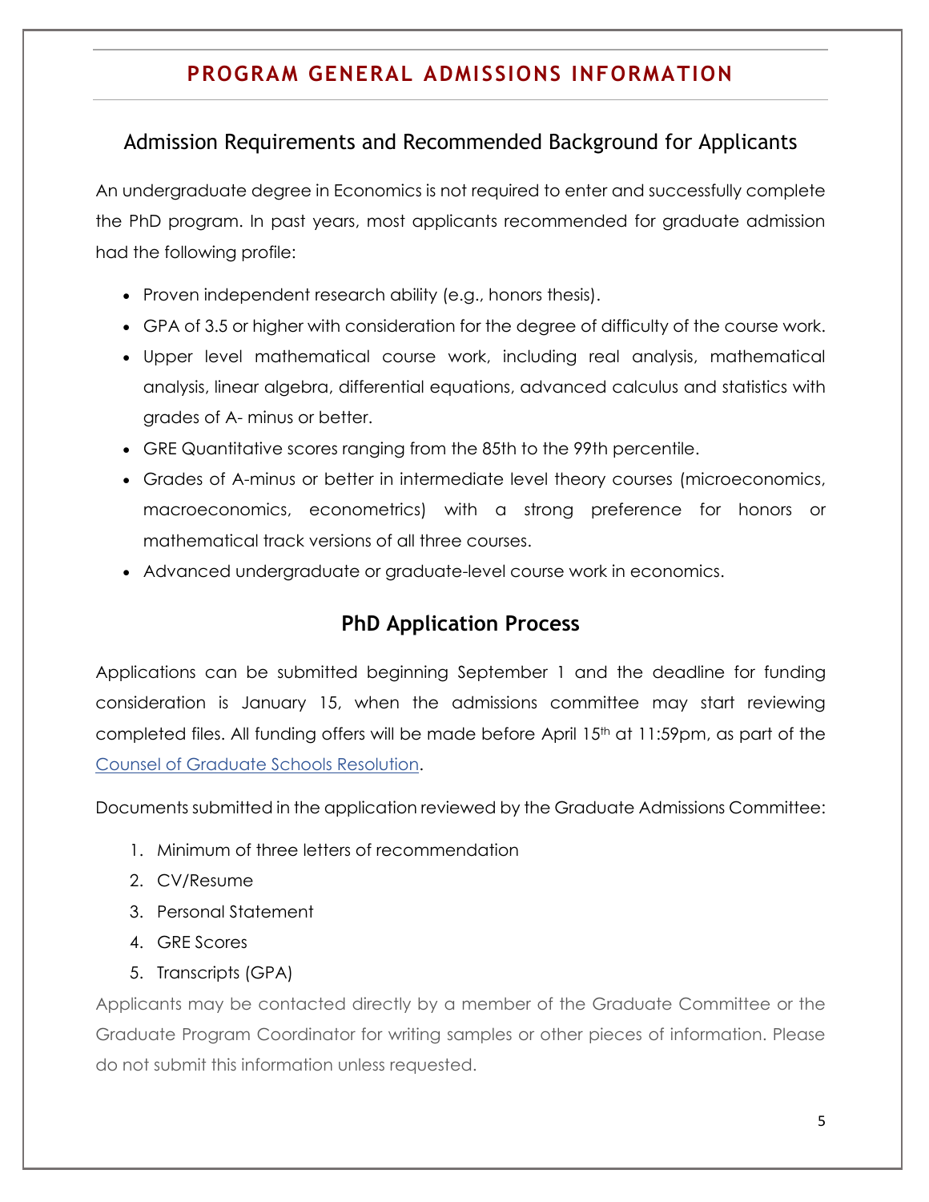## PROGRAM GENERAL ADMISSIONS INFORMATION

### Admission Requirements and Recommended Background for Applicants

An undergraduate degree in Economics is not required to enter and successfully complete the PhD program. In past years, most applicants recommended for graduate admission had the following profile:

- Proven independent research ability (e.g., honors thesis).
- GPA of 3.5 or higher with consideration for the degree of difficulty of the course work.
- Upper level mathematical course work, including real analysis, mathematical analysis, linear algebra, differential equations, advanced calculus and statistics with grades of A- minus or better.
- GRE Quantitative scores ranging from the 85th to the 99th percentile.
- Grades of A-minus or better in intermediate level theory courses (microeconomics, macroeconomics, econometrics) with a strong preference for honors or mathematical track versions of all three courses.
- Advanced undergraduate or graduate-level course work in economics.

### PhD Application Process

Applications can be submitted beginning September 1 and the deadline for funding consideration is January 15, when the admissions committee may start reviewing completed files. All funding offers will be made before April 15th at 11:59pm, as part of the Counsel of Graduate Schools Resolution.

Documents submitted in the application reviewed by the Graduate Admissions Committee:

1. Minimum of three letters of recommendation
2. CV/Resume
3. Personal Statement
4. GRE Scores
5. Transcripts (GPA)

Applicants may be contacted directly by a member of the Graduate Committee or the Graduate Program Coordinator for writing samples or other pieces of information. Please do not submit this information unless requested.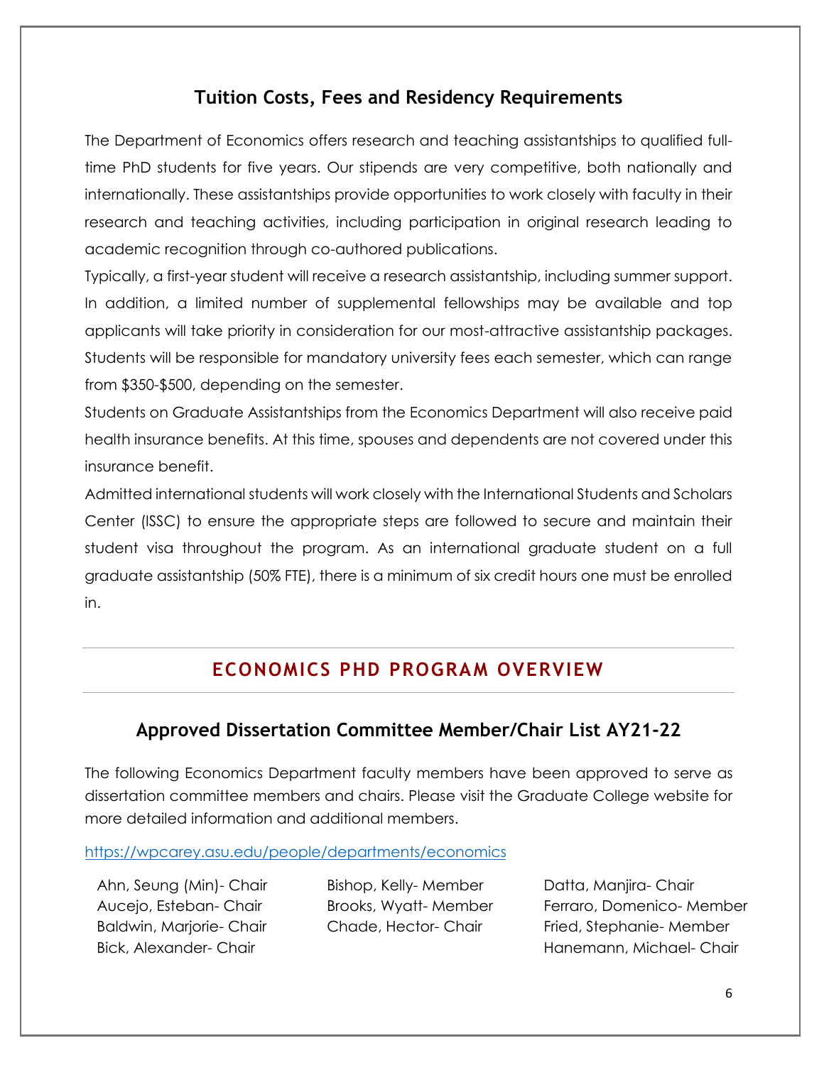## Tuition Costs, Fees and Residency Requirements

The Department of Economics offers research and teaching assistantships to qualified full-time PhD students for five years. Our stipends are very competitive, both nationally and internationally. These assistantships provide opportunities to work closely with faculty in their research and teaching activities, including participation in original research leading to academic recognition through co-authored publications.

Typically, a first-year student will receive a research assistantship, including summer support. In addition, a limited number of supplemental fellowships may be available and top applicants will take priority in consideration for our most-attractive assistantship packages. Students will be responsible for mandatory university fees each semester, which can range from $350-$500, depending on the semester.

Students on Graduate Assistantships from the Economics Department will also receive paid health insurance benefits. At this time, spouses and dependents are not covered under this insurance benefit.

Admitted international students will work closely with the International Students and Scholars Center (ISSC) to ensure the appropriate steps are followed to secure and maintain their student visa throughout the program. As an international graduate student on a full graduate assistantship (50% FTE), there is a minimum of six credit hours one must be enrolled in.

# ECONOMICS PHD PROGRAM OVERVIEW

## Approved Dissertation Committee Member/Chair List AY21-22

The following Economics Department faculty members have been approved to serve as dissertation committee members and chairs. Please visit the Graduate College website for more detailed information and additional members.

https://wpcarey.asu.edu/people/departments/economics

- Ahn, Seung (Min)- Chair
- Aucejo, Esteban- Chair
- Baldwin, Marjorie- Chair
- Bick, Alexander- Chair
- Bishop, Kelly- Member
- Brooks, Wyatt- Member
- Chade, Hector- Chair
- Datta, Manjira- Chair
- Ferraro, Domenico- Member
- Fried, Stephanie- Member
- Hanemann, Michael- Chair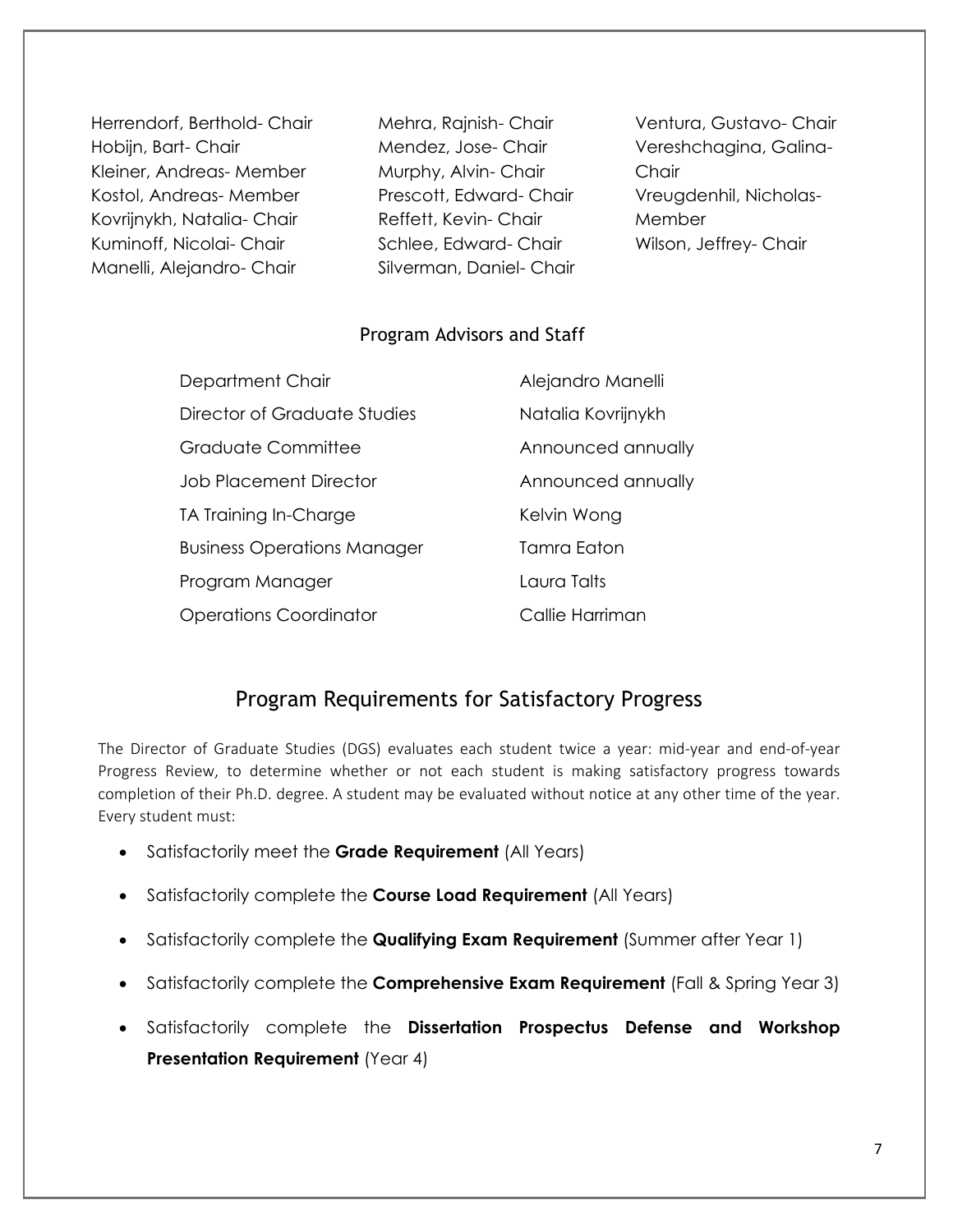Herrendorf, Berthold- Chair
Hobijn, Bart- Chair
Kleiner, Andreas- Member
Kostol, Andreas- Member
Kovrijnykh, Natalia- Chair
Kuminoff, Nicolai- Chair
Manelli, Alejandro- Chair
Mehra, Rajnish- Chair
Mendez, Jose- Chair
Murphy, Alvin- Chair
Prescott, Edward- Chair
Reffett, Kevin- Chair
Schlee, Edward- Chair
Silverman, Daniel- Chair
Ventura, Gustavo- Chair
Vereshchagina, Galina- Chair
Vreugdenhil, Nicholas- Member
Wilson, Jeffrey- Chair

### Program Advisors and Staff

| | |
|---|---|
| Department Chair | Alejandro Manelli |
| Director of Graduate Studies | Natalia Kovrijnykh |
| Graduate Committee | Announced annually |
| Job Placement Director | Announced annually |
| TA Training In-Charge | Kelvin Wong |
| Business Operations Manager | Tamra Eaton |
| Program Manager | Laura Talts |
| Operations Coordinator | Callie Harriman |

## Program Requirements for Satisfactory Progress

The Director of Graduate Studies (DGS) evaluates each student twice a year: mid-year and end-of-year Progress Review, to determine whether or not each student is making satisfactory progress towards completion of their Ph.D. degree. A student may be evaluated without notice at any other time of the year. Every student must:

- Satisfactorily meet the **Grade Requirement** (All Years)
- Satisfactorily complete the **Course Load Requirement** (All Years)
- Satisfactorily complete the **Qualifying Exam Requirement** (Summer after Year 1)
- Satisfactorily complete the **Comprehensive Exam Requirement** (Fall & Spring Year 3)
- Satisfactorily complete the **Dissertation Prospectus Defense and Workshop Presentation Requirement** (Year 4)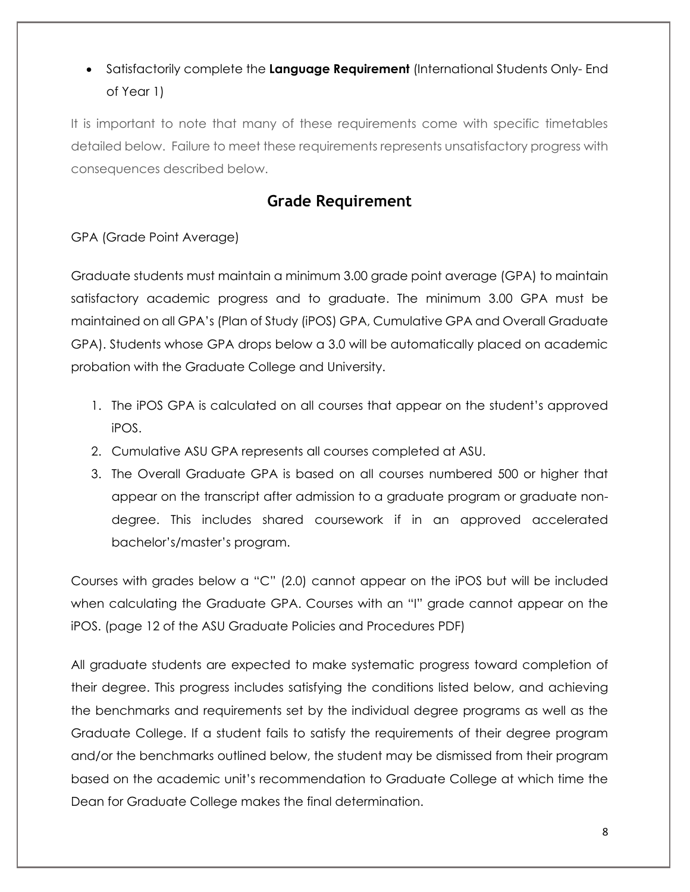- Satisfactorily complete the **Language Requirement** (International Students Only- End of Year 1)

It is important to note that many of these requirements come with specific timetables detailed below. Failure to meet these requirements represents unsatisfactory progress with consequences described below.

## Grade Requirement

GPA (Grade Point Average)

Graduate students must maintain a minimum 3.00 grade point average (GPA) to maintain satisfactory academic progress and to graduate. The minimum 3.00 GPA must be maintained on all GPA's (Plan of Study (iPOS) GPA, Cumulative GPA and Overall Graduate GPA). Students whose GPA drops below a 3.0 will be automatically placed on academic probation with the Graduate College and University.

1. The iPOS GPA is calculated on all courses that appear on the student's approved iPOS.
2. Cumulative ASU GPA represents all courses completed at ASU.
3. The Overall Graduate GPA is based on all courses numbered 500 or higher that appear on the transcript after admission to a graduate program or graduate non-degree. This includes shared coursework if in an approved accelerated bachelor's/master's program.

Courses with grades below a "C" (2.0) cannot appear on the iPOS but will be included when calculating the Graduate GPA. Courses with an "I" grade cannot appear on the iPOS. (page 12 of the ASU Graduate Policies and Procedures PDF)

All graduate students are expected to make systematic progress toward completion of their degree. This progress includes satisfying the conditions listed below, and achieving the benchmarks and requirements set by the individual degree programs as well as the Graduate College. If a student fails to satisfy the requirements of their degree program and/or the benchmarks outlined below, the student may be dismissed from their program based on the academic unit's recommendation to Graduate College at which time the Dean for Graduate College makes the final determination.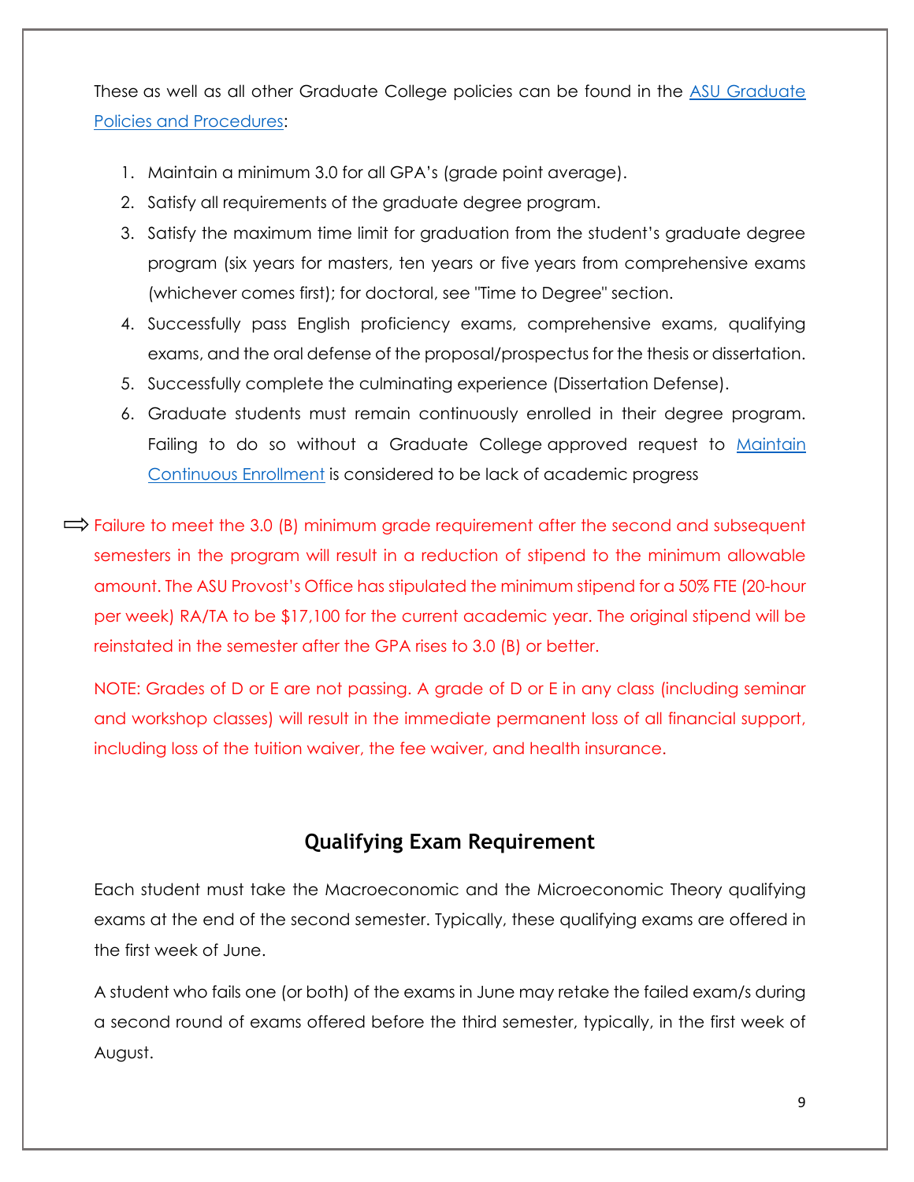These as well as all other Graduate College policies can be found in the [ASU Graduate Policies and Procedures](ASU Graduate Policies and Procedures):

1. Maintain a minimum 3.0 for all GPA's (grade point average).
2. Satisfy all requirements of the graduate degree program.
3. Satisfy the maximum time limit for graduation from the student's graduate degree program (six years for masters, ten years or five years from comprehensive exams (whichever comes first); for doctoral, see "Time to Degree" section.
4. Successfully pass English proficiency exams, comprehensive exams, qualifying exams, and the oral defense of the proposal/prospectus for the thesis or dissertation.
5. Successfully complete the culminating experience (Dissertation Defense).
6. Graduate students must remain continuously enrolled in their degree program. Failing to do so without a Graduate College approved request to [Maintain Continuous Enrollment](Maintain Continuous Enrollment) is considered to be lack of academic progress

⇨ Failure to meet the 3.0 (B) minimum grade requirement after the second and subsequent semesters in the program will result in a reduction of stipend to the minimum allowable amount. The ASU Provost's Office has stipulated the minimum stipend for a 50% FTE (20-hour per week) RA/TA to be $17,100 for the current academic year. The original stipend will be reinstated in the semester after the GPA rises to 3.0 (B) or better.

NOTE: Grades of D or E are not passing. A grade of D or E in any class (including seminar and workshop classes) will result in the immediate permanent loss of all financial support, including loss of the tuition waiver, the fee waiver, and health insurance.

## Qualifying Exam Requirement

Each student must take the Macroeconomic and the Microeconomic Theory qualifying exams at the end of the second semester. Typically, these qualifying exams are offered in the first week of June.

A student who fails one (or both) of the exams in June may retake the failed exam/s during a second round of exams offered before the third semester, typically, in the first week of August.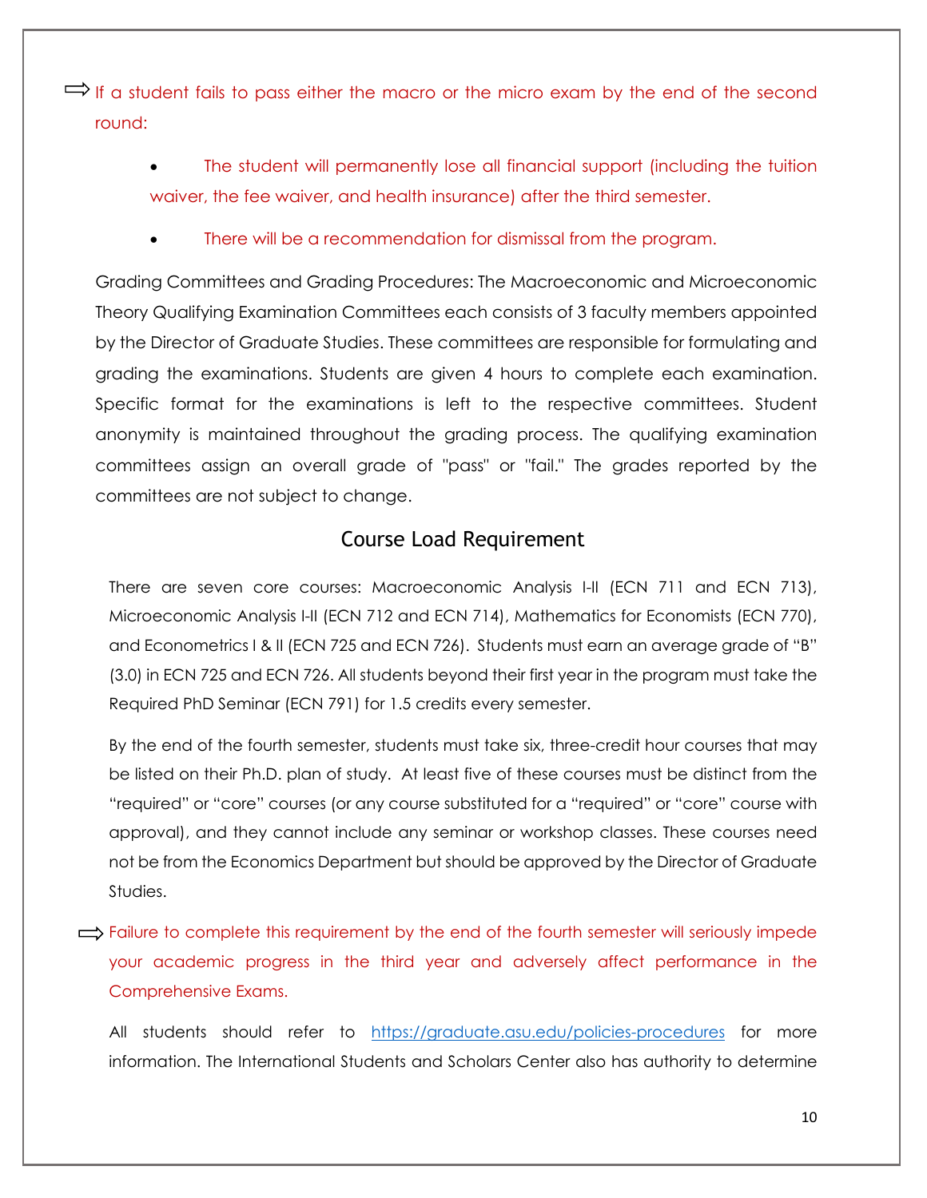⇨ If a student fails to pass either the macro or the micro exam by the end of the second round:

- The student will permanently lose all financial support (including the tuition waiver, the fee waiver, and health insurance) after the third semester.
- There will be a recommendation for dismissal from the program.

Grading Committees and Grading Procedures: The Macroeconomic and Microeconomic Theory Qualifying Examination Committees each consists of 3 faculty members appointed by the Director of Graduate Studies. These committees are responsible for formulating and grading the examinations. Students are given 4 hours to complete each examination. Specific format for the examinations is left to the respective committees. Student anonymity is maintained throughout the grading process. The qualifying examination committees assign an overall grade of "pass" or "fail." The grades reported by the committees are not subject to change.

## Course Load Requirement

There are seven core courses: Macroeconomic Analysis I-II (ECN 711 and ECN 713), Microeconomic Analysis I-II (ECN 712 and ECN 714), Mathematics for Economists (ECN 770), and Econometrics I & II (ECN 725 and ECN 726). Students must earn an average grade of "B" (3.0) in ECN 725 and ECN 726. All students beyond their first year in the program must take the Required PhD Seminar (ECN 791) for 1.5 credits every semester.

By the end of the fourth semester, students must take six, three-credit hour courses that may be listed on their Ph.D. plan of study. At least five of these courses must be distinct from the "required" or "core" courses (or any course substituted for a "required" or "core" course with approval), and they cannot include any seminar or workshop classes. These courses need not be from the Economics Department but should be approved by the Director of Graduate Studies.

⇨ Failure to complete this requirement by the end of the fourth semester will seriously impede your academic progress in the third year and adversely affect performance in the Comprehensive Exams.

All students should refer to https://graduate.asu.edu/policies-procedures for more information. The International Students and Scholars Center also has authority to determine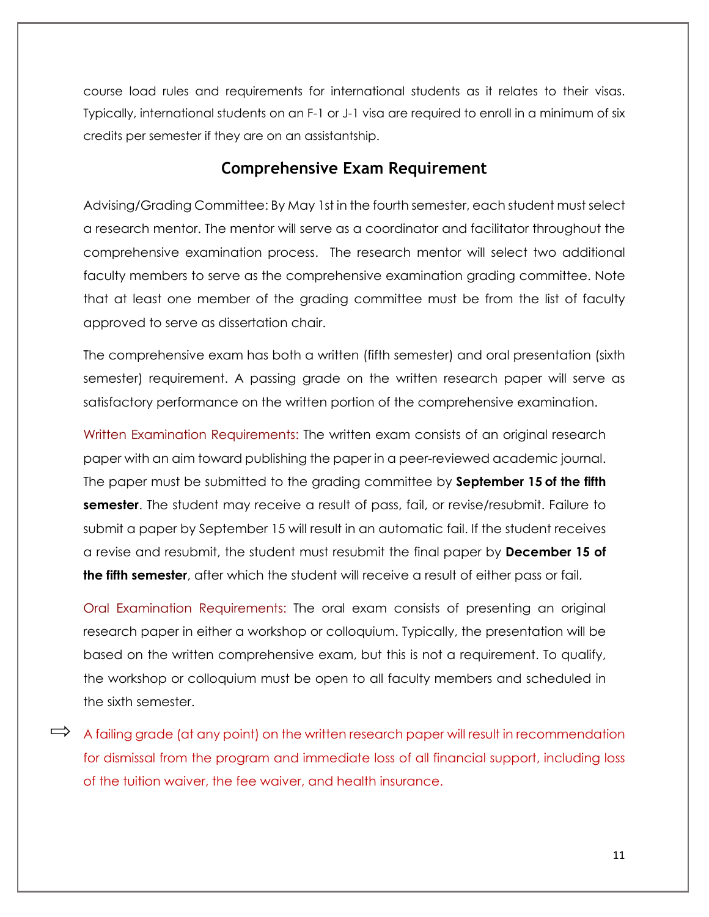course load rules and requirements for international students as it relates to their visas. Typically, international students on an F-1 or J-1 visa are required to enroll in a minimum of six credits per semester if they are on an assistantship.

## Comprehensive Exam Requirement

Advising/Grading Committee: By May 1st in the fourth semester, each student must select a research mentor. The mentor will serve as a coordinator and facilitator throughout the comprehensive examination process. The research mentor will select two additional faculty members to serve as the comprehensive examination grading committee. Note that at least one member of the grading committee must be from the list of faculty approved to serve as dissertation chair.

The comprehensive exam has both a written (fifth semester) and oral presentation (sixth semester) requirement. A passing grade on the written research paper will serve as satisfactory performance on the written portion of the comprehensive examination.

Written Examination Requirements: The written exam consists of an original research paper with an aim toward publishing the paper in a peer-reviewed academic journal. The paper must be submitted to the grading committee by **September 15 of the fifth semester**. The student may receive a result of pass, fail, or revise/resubmit. Failure to submit a paper by September 15 will result in an automatic fail. If the student receives a revise and resubmit, the student must resubmit the final paper by **December 15 of the fifth semester**, after which the student will receive a result of either pass or fail.

Oral Examination Requirements: The oral exam consists of presenting an original research paper in either a workshop or colloquium. Typically, the presentation will be based on the written comprehensive exam, but this is not a requirement. To qualify, the workshop or colloquium must be open to all faculty members and scheduled in the sixth semester.

⇨ A failing grade (at any point) on the written research paper will result in recommendation for dismissal from the program and immediate loss of all financial support, including loss of the tuition waiver, the fee waiver, and health insurance.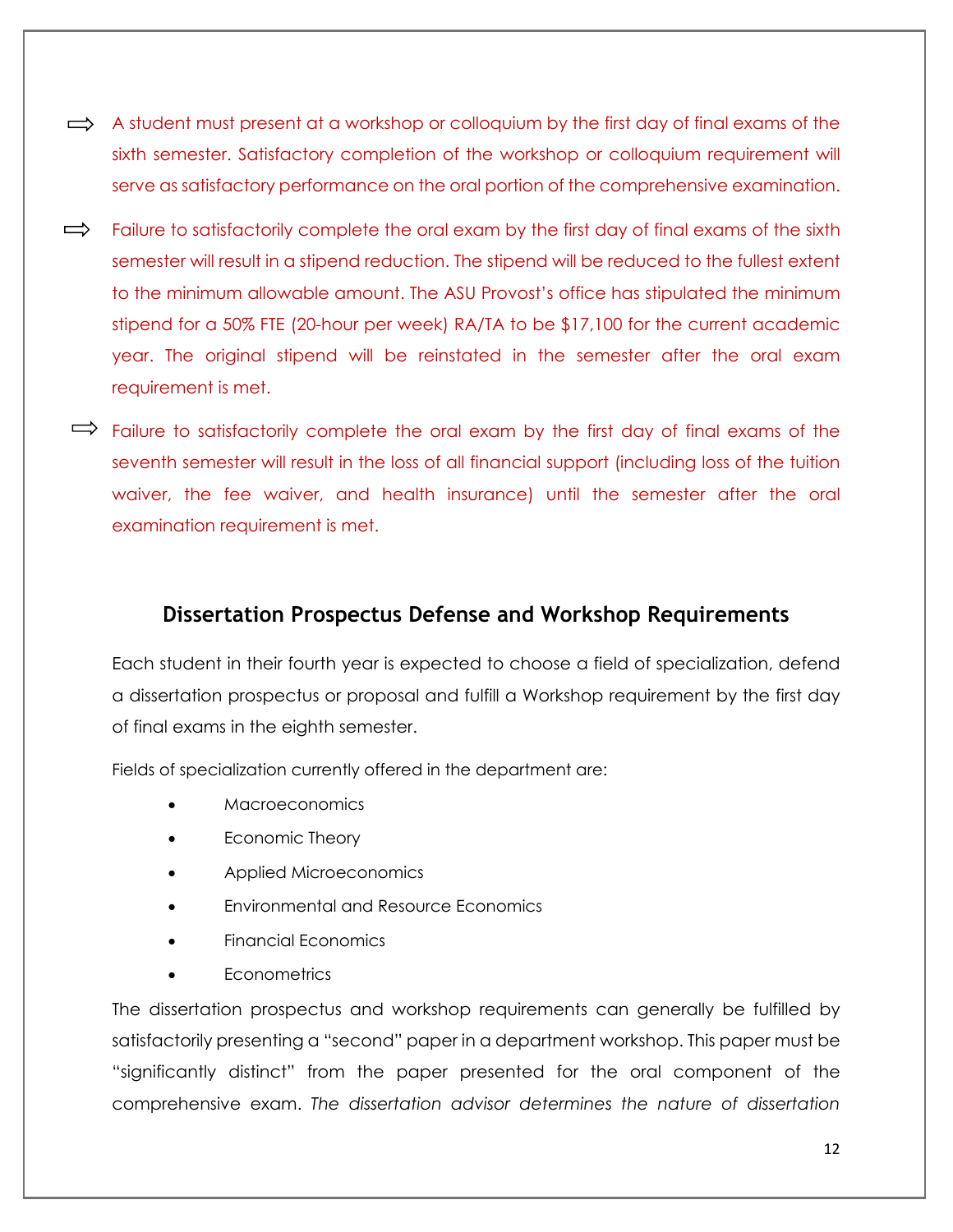⇨ A student must present at a workshop or colloquium by the first day of final exams of the sixth semester. Satisfactory completion of the workshop or colloquium requirement will serve as satisfactory performance on the oral portion of the comprehensive examination.

⇨ Failure to satisfactorily complete the oral exam by the first day of final exams of the sixth semester will result in a stipend reduction. The stipend will be reduced to the fullest extent to the minimum allowable amount. The ASU Provost's office has stipulated the minimum stipend for a 50% FTE (20-hour per week) RA/TA to be $17,100 for the current academic year. The original stipend will be reinstated in the semester after the oral exam requirement is met.

⇨ Failure to satisfactorily complete the oral exam by the first day of final exams of the seventh semester will result in the loss of all financial support (including loss of the tuition waiver, the fee waiver, and health insurance) until the semester after the oral examination requirement is met.

## Dissertation Prospectus Defense and Workshop Requirements

Each student in their fourth year is expected to choose a field of specialization, defend a dissertation prospectus or proposal and fulfill a Workshop requirement by the first day of final exams in the eighth semester.

Fields of specialization currently offered in the department are:

- Macroeconomics
- Economic Theory
- Applied Microeconomics
- Environmental and Resource Economics
- Financial Economics
- Econometrics

The dissertation prospectus and workshop requirements can generally be fulfilled by satisfactorily presenting a "second" paper in a department workshop. This paper must be "significantly distinct" from the paper presented for the oral component of the comprehensive exam. *The dissertation advisor determines the nature of dissertation*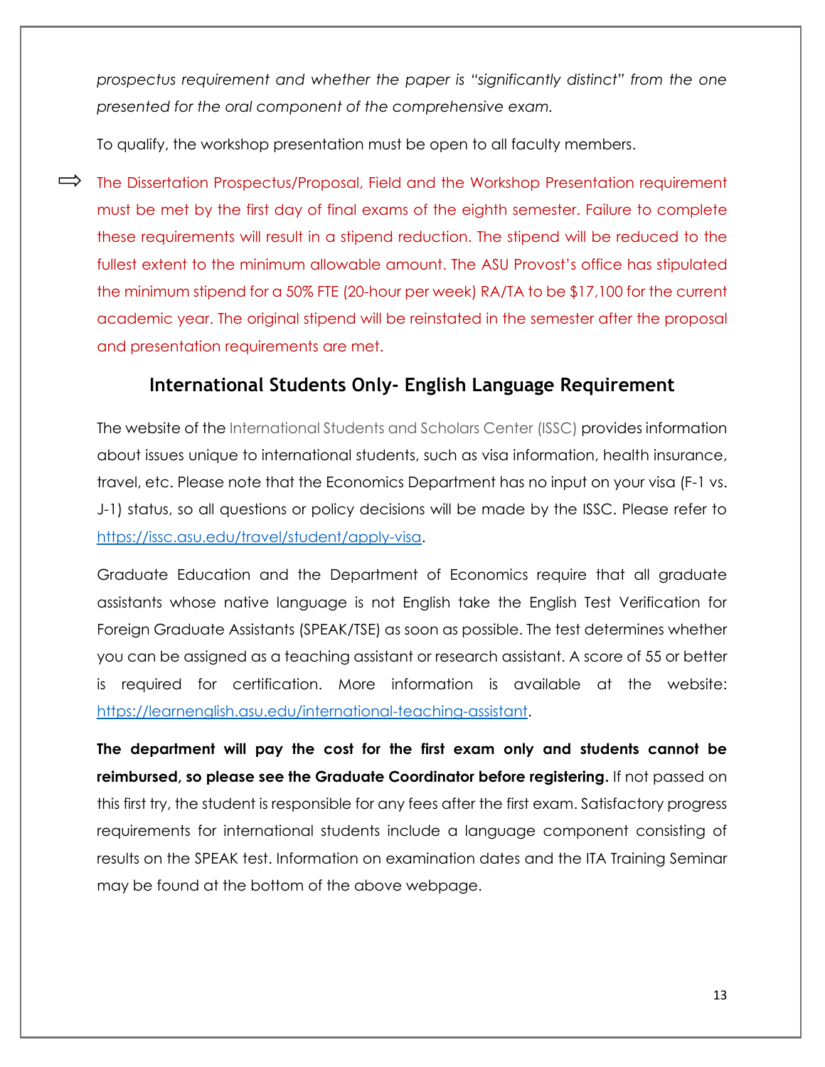*prospectus requirement and whether the paper is "significantly distinct" from the one presented for the oral component of the comprehensive exam.*

To qualify, the workshop presentation must be open to all faculty members.

⇨ The Dissertation Prospectus/Proposal, Field and the Workshop Presentation requirement must be met by the first day of final exams of the eighth semester. Failure to complete these requirements will result in a stipend reduction. The stipend will be reduced to the fullest extent to the minimum allowable amount. The ASU Provost's office has stipulated the minimum stipend for a 50% FTE (20-hour per week) RA/TA to be $17,100 for the current academic year. The original stipend will be reinstated in the semester after the proposal and presentation requirements are met.

## International Students Only- English Language Requirement

The website of the International Students and Scholars Center (ISSC) provides information about issues unique to international students, such as visa information, health insurance, travel, etc. Please note that the Economics Department has no input on your visa (F-1 vs. J-1) status, so all questions or policy decisions will be made by the ISSC. Please refer to https://issc.asu.edu/travel/student/apply-visa.

Graduate Education and the Department of Economics require that all graduate assistants whose native language is not English take the English Test Verification for Foreign Graduate Assistants (SPEAK/TSE) as soon as possible. The test determines whether you can be assigned as a teaching assistant or research assistant. A score of 55 or better is required for certification. More information is available at the website: https://learnenglish.asu.edu/international-teaching-assistant.

**The department will pay the cost for the first exam only and students cannot be reimbursed, so please see the Graduate Coordinator before registering.** If not passed on this first try, the student is responsible for any fees after the first exam. Satisfactory progress requirements for international students include a language component consisting of results on the SPEAK test. Information on examination dates and the ITA Training Seminar may be found at the bottom of the above webpage.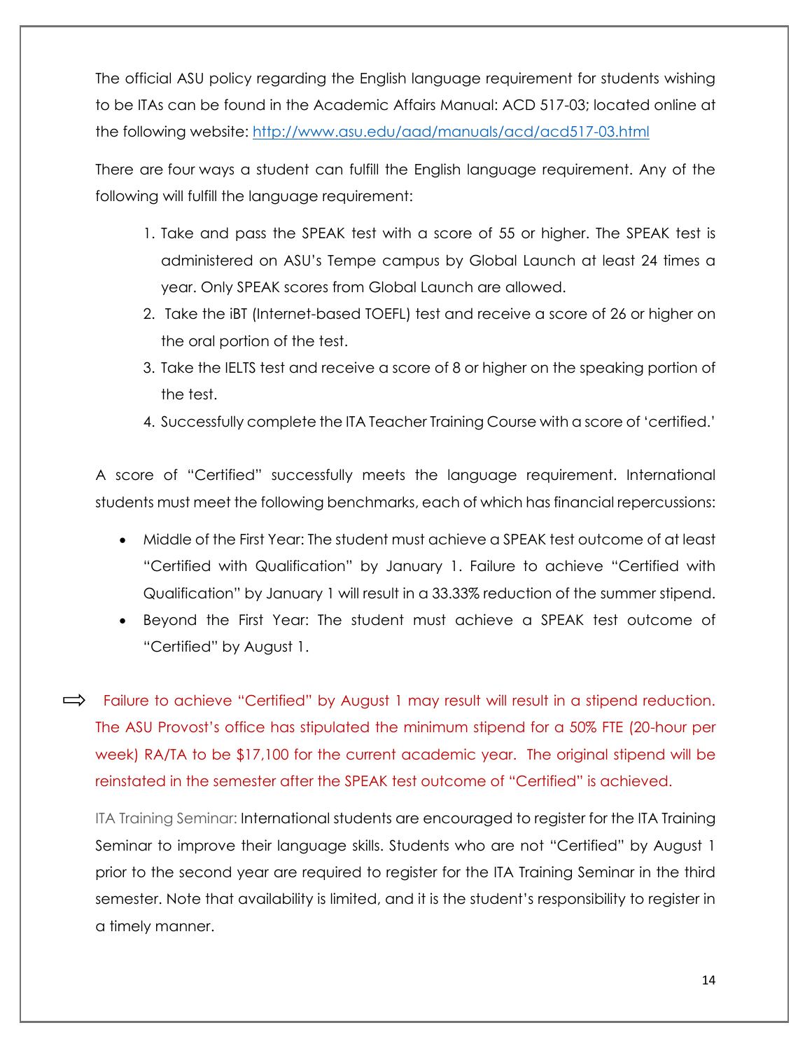The official ASU policy regarding the English language requirement for students wishing to be ITAs can be found in the Academic Affairs Manual: ACD 517-03; located online at the following website: [http://www.asu.edu/aad/manuals/acd/acd517-03.html](http://www.asu.edu/aad/manuals/acd/acd517-03.html)

There are four ways a student can fulfill the English language requirement. Any of the following will fulfill the language requirement:

1. Take and pass the SPEAK test with a score of 55 or higher. The SPEAK test is administered on ASU's Tempe campus by Global Launch at least 24 times a year. Only SPEAK scores from Global Launch are allowed.
2. Take the iBT (Internet-based TOEFL) test and receive a score of 26 or higher on the oral portion of the test.
3. Take the IELTS test and receive a score of 8 or higher on the speaking portion of the test.
4. Successfully complete the ITA Teacher Training Course with a score of 'certified.'

A score of "Certified" successfully meets the language requirement. International students must meet the following benchmarks, each of which has financial repercussions:

- Middle of the First Year: The student must achieve a SPEAK test outcome of at least "Certified with Qualification" by January 1. Failure to achieve "Certified with Qualification" by January 1 will result in a 33.33% reduction of the summer stipend.
- Beyond the First Year: The student must achieve a SPEAK test outcome of "Certified" by August 1.

⇨ Failure to achieve "Certified" by August 1 may result will result in a stipend reduction. The ASU Provost's office has stipulated the minimum stipend for a 50% FTE (20-hour per week) RA/TA to be $17,100 for the current academic year. The original stipend will be reinstated in the semester after the SPEAK test outcome of "Certified" is achieved.

ITA Training Seminar: International students are encouraged to register for the ITA Training Seminar to improve their language skills. Students who are not "Certified" by August 1 prior to the second year are required to register for the ITA Training Seminar in the third semester. Note that availability is limited, and it is the student's responsibility to register in a timely manner.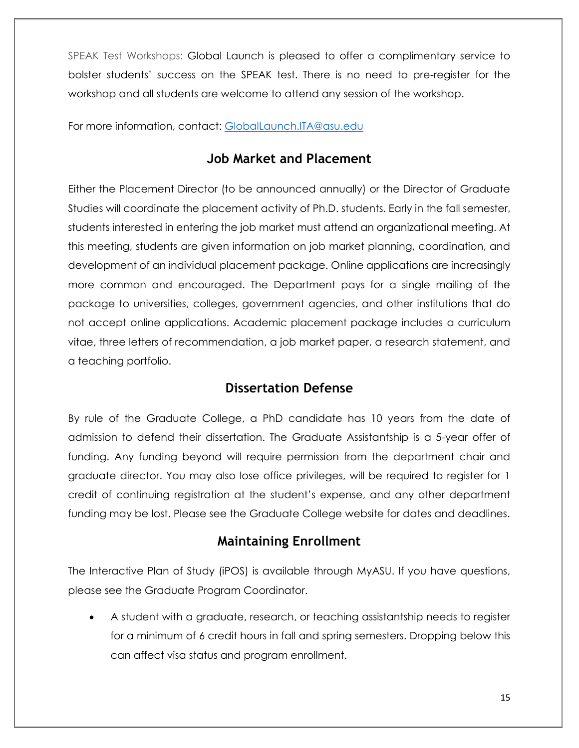SPEAK Test Workshops: Global Launch is pleased to offer a complimentary service to bolster students' success on the SPEAK test. There is no need to pre-register for the workshop and all students are welcome to attend any session of the workshop.

For more information, contact: [GlobalLaunch.ITA@asu.edu](mailto:GlobalLaunch.ITA@asu.edu)

## Job Market and Placement

Either the Placement Director (to be announced annually) or the Director of Graduate Studies will coordinate the placement activity of Ph.D. students. Early in the fall semester, students interested in entering the job market must attend an organizational meeting. At this meeting, students are given information on job market planning, coordination, and development of an individual placement package. Online applications are increasingly more common and encouraged. The Department pays for a single mailing of the package to universities, colleges, government agencies, and other institutions that do not accept online applications. Academic placement package includes a curriculum vitae, three letters of recommendation, a job market paper, a research statement, and a teaching portfolio.

## Dissertation Defense

By rule of the Graduate College, a PhD candidate has 10 years from the date of admission to defend their dissertation. The Graduate Assistantship is a 5-year offer of funding. Any funding beyond will require permission from the department chair and graduate director. You may also lose office privileges, will be required to register for 1 credit of continuing registration at the student's expense, and any other department funding may be lost. Please see the Graduate College website for dates and deadlines.

## Maintaining Enrollment

The Interactive Plan of Study (iPOS) is available through MyASU. If you have questions, please see the Graduate Program Coordinator.

- A student with a graduate, research, or teaching assistantship needs to register for a minimum of 6 credit hours in fall and spring semesters. Dropping below this can affect visa status and program enrollment.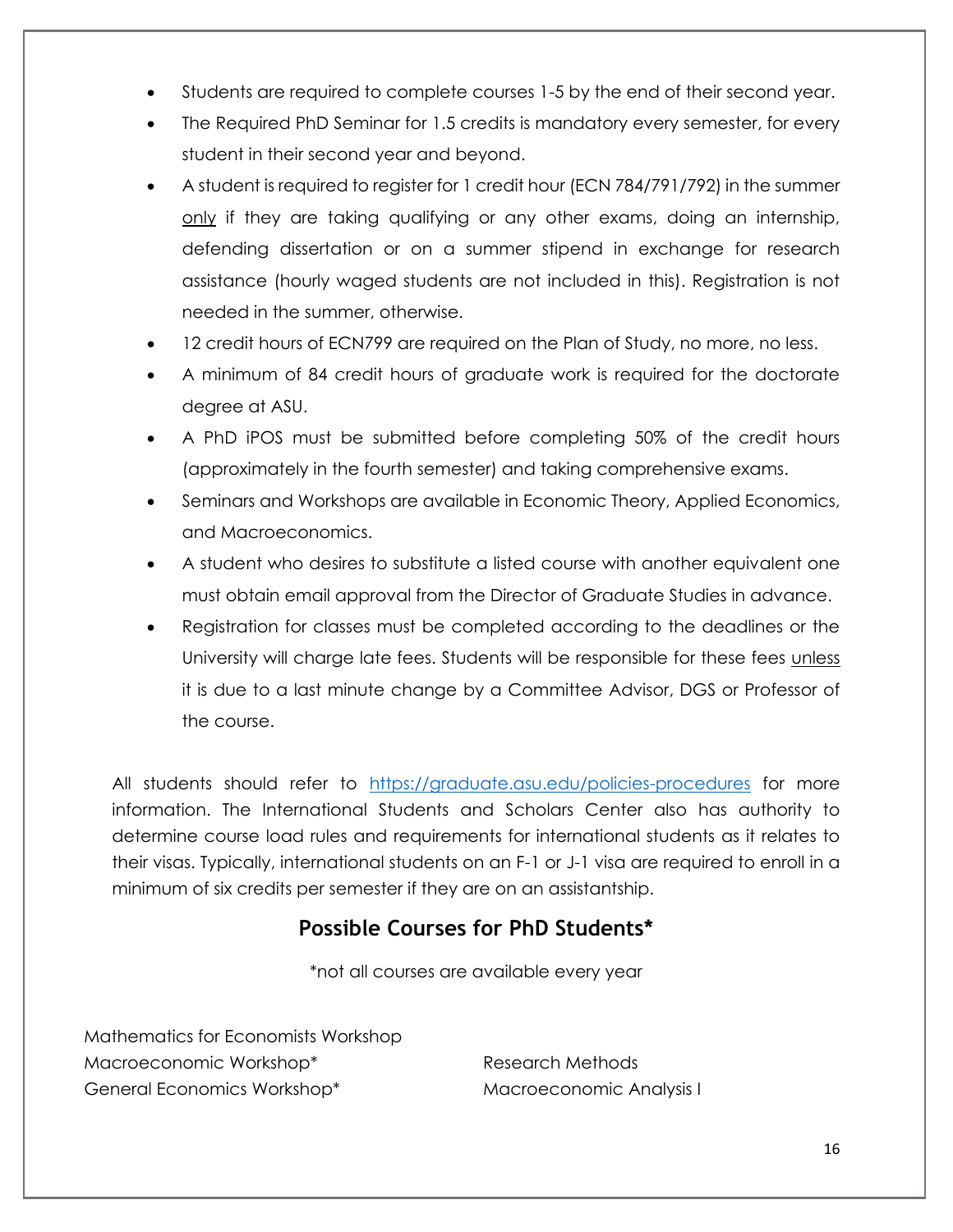- Students are required to complete courses 1-5 by the end of their second year.
- The Required PhD Seminar for 1.5 credits is mandatory every semester, for every student in their second year and beyond.
- A student is required to register for 1 credit hour (ECN 784/791/792) in the summer only if they are taking qualifying or any other exams, doing an internship, defending dissertation or on a summer stipend in exchange for research assistance (hourly waged students are not included in this). Registration is not needed in the summer, otherwise.
- 12 credit hours of ECN799 are required on the Plan of Study, no more, no less.
- A minimum of 84 credit hours of graduate work is required for the doctorate degree at ASU.
- A PhD iPOS must be submitted before completing 50% of the credit hours (approximately in the fourth semester) and taking comprehensive exams.
- Seminars and Workshops are available in Economic Theory, Applied Economics, and Macroeconomics.
- A student who desires to substitute a listed course with another equivalent one must obtain email approval from the Director of Graduate Studies in advance.
- Registration for classes must be completed according to the deadlines or the University will charge late fees. Students will be responsible for these fees unless it is due to a last minute change by a Committee Advisor, DGS or Professor of the course.

All students should refer to https://graduate.asu.edu/policies-procedures for more information. The International Students and Scholars Center also has authority to determine course load rules and requirements for international students as it relates to their visas. Typically, international students on an F-1 or J-1 visa are required to enroll in a minimum of six credits per semester if they are on an assistantship.

## Possible Courses for PhD Students*

*not all courses are available every year

Mathematics for Economists Workshop
Macroeconomic Workshop*
General Economics Workshop*
Research Methods
Macroeconomic Analysis I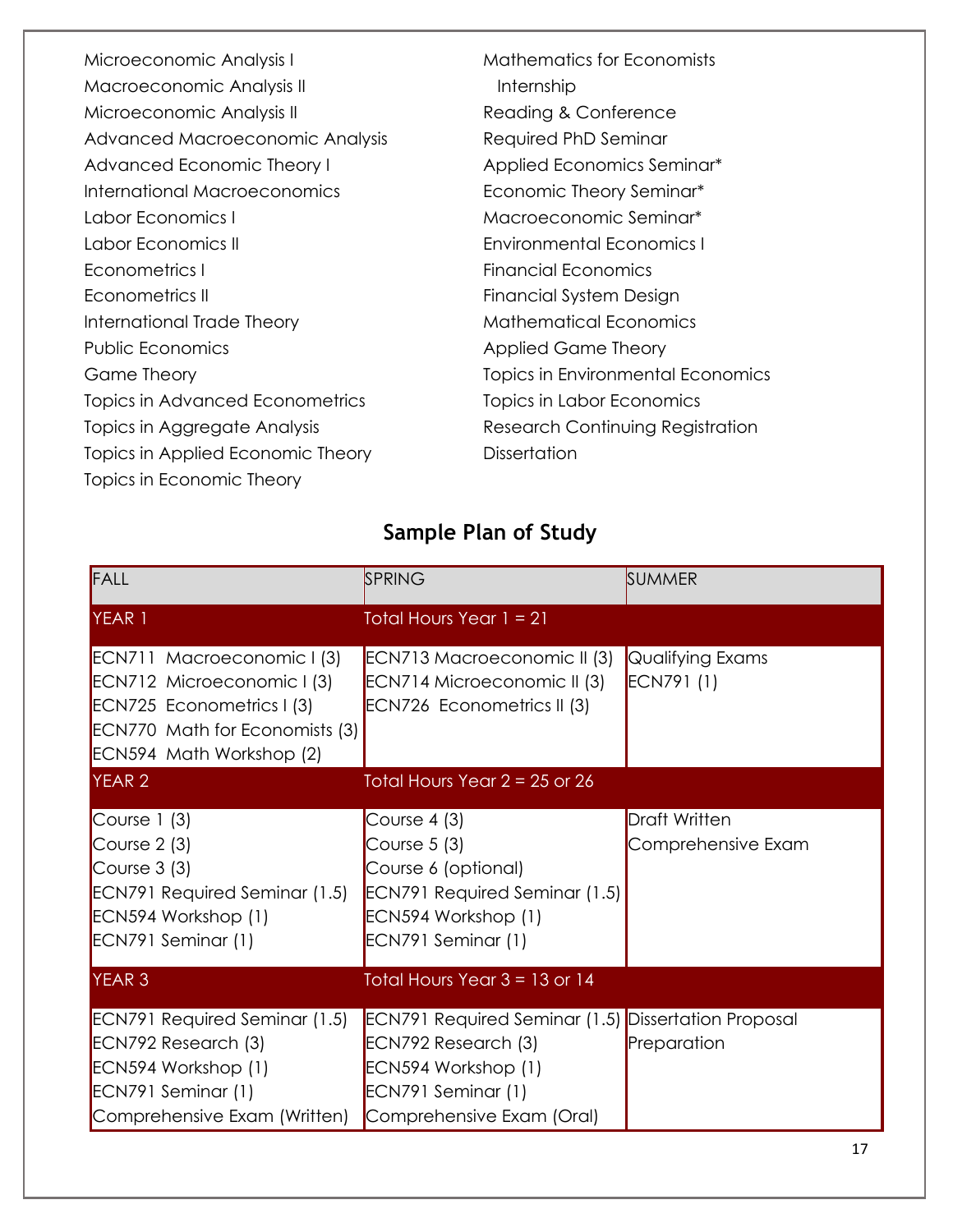Microeconomic Analysis I
Macroeconomic Analysis II
Microeconomic Analysis II
Advanced Macroeconomic Analysis
Advanced Economic Theory I
International Macroeconomics
Labor Economics I
Labor Economics II
Econometrics I
Econometrics II
International Trade Theory
Public Economics
Game Theory
Topics in Advanced Econometrics
Topics in Aggregate Analysis
Topics in Applied Economic Theory
Topics in Economic Theory
Mathematics for Economists
Internship
Reading & Conference
Required PhD Seminar
Applied Economics Seminar*
Economic Theory Seminar*
Macroeconomic Seminar*
Environmental Economics I
Financial Economics
Financial System Design
Mathematical Economics
Applied Game Theory
Topics in Environmental Economics
Topics in Labor Economics
Research Continuing Registration
Dissertation

## Sample Plan of Study

| FALL | SPRING | SUMMER |
|---|---|---|
| YEAR 1 | Total Hours Year 1 = 21 | |
| ECN711 Macroeconomic I (3)<br>ECN712 Microeconomic I (3)<br>ECN725 Econometrics I (3)<br>ECN770 Math for Economists (3)<br>ECN594 Math Workshop (2) | ECN713 Macroeconomic II (3)<br>ECN714 Microeconomic II (3)<br>ECN726 Econometrics II (3) | Qualifying Exams<br>ECN791 (1) |
| YEAR 2 | Total Hours Year 2 = 25 or 26 | |
| Course 1 (3)<br>Course 2 (3)<br>Course 3 (3)<br>ECN791 Required Seminar (1.5)<br>ECN594 Workshop (1)<br>ECN791 Seminar (1) | Course 4 (3)<br>Course 5 (3)<br>Course 6 (optional)<br>ECN791 Required Seminar (1.5)<br>ECN594 Workshop (1)<br>ECN791 Seminar (1) | Draft Written Comprehensive Exam |
| YEAR 3 | Total Hours Year 3 = 13 or 14 | |
| ECN791 Required Seminar (1.5)<br>ECN792 Research (3)<br>ECN594 Workshop (1)<br>ECN791 Seminar (1)<br>Comprehensive Exam (Written) | ECN791 Required Seminar (1.5)<br>ECN792 Research (3)<br>ECN594 Workshop (1)<br>ECN791 Seminar (1)<br>Comprehensive Exam (Oral) | Dissertation Proposal Preparation |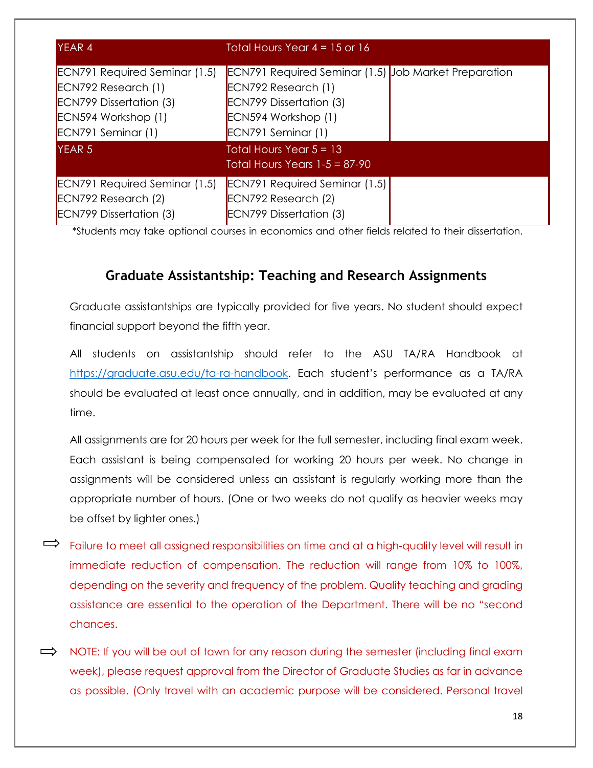| YEAR 4 | Total Hours Year 4 = 15 or 16 | |
|---|---|---|
| ECN791 Required Seminar (1.5)<br>ECN792 Research (1)<br>ECN799 Dissertation (3)<br>ECN594 Workshop (1)<br>ECN791 Seminar (1) | ECN791 Required Seminar (1.5)<br>ECN792 Research (1)<br>ECN799 Dissertation (3)<br>ECN594 Workshop (1)<br>ECN791 Seminar (1) | Job Market Preparation |
| YEAR 5 | Total Hours Year 5 = 13<br>Total Hours Years 1-5 = 87-90 | |
| ECN791 Required Seminar (1.5)<br>ECN792 Research (2)<br>ECN799 Dissertation (3) | ECN791 Required Seminar (1.5)<br>ECN792 Research (2)<br>ECN799 Dissertation (3) | |

*Students may take optional courses in economics and other fields related to their dissertation.

## Graduate Assistantship: Teaching and Research Assignments

Graduate assistantships are typically provided for five years. No student should expect financial support beyond the fifth year.

All students on assistantship should refer to the ASU TA/RA Handbook at https://graduate.asu.edu/ta-ra-handbook. Each student's performance as a TA/RA should be evaluated at least once annually, and in addition, may be evaluated at any time.

All assignments are for 20 hours per week for the full semester, including final exam week. Each assistant is being compensated for working 20 hours per week. No change in assignments will be considered unless an assistant is regularly working more than the appropriate number of hours. (One or two weeks do not qualify as heavier weeks may be offset by lighter ones.)

⇨ Failure to meet all assigned responsibilities on time and at a high-quality level will result in immediate reduction of compensation. The reduction will range from 10% to 100%, depending on the severity and frequency of the problem. Quality teaching and grading assistance are essential to the operation of the Department. There will be no "second chances.

⇨ NOTE: If you will be out of town for any reason during the semester (including final exam week), please request approval from the Director of Graduate Studies as far in advance as possible. (Only travel with an academic purpose will be considered. Personal travel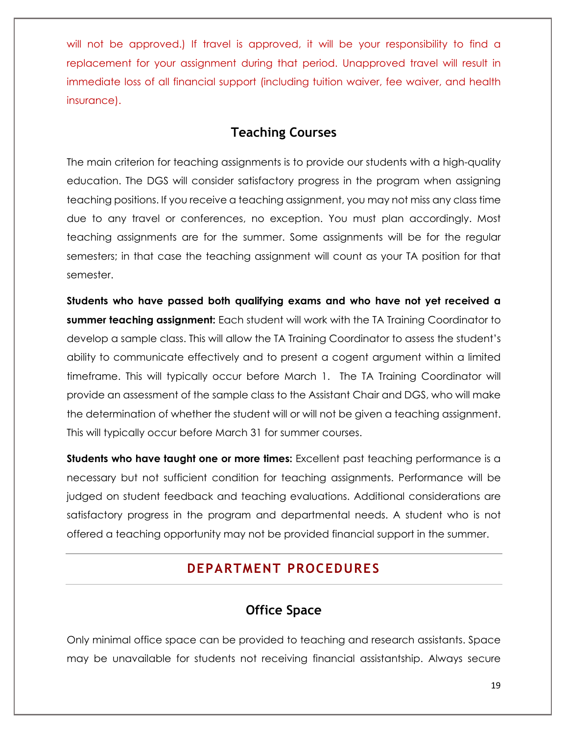will not be approved.) If travel is approved, it will be your responsibility to find a replacement for your assignment during that period. Unapproved travel will result in immediate loss of all financial support (including tuition waiver, fee waiver, and health insurance).

### Teaching Courses

The main criterion for teaching assignments is to provide our students with a high-quality education. The DGS will consider satisfactory progress in the program when assigning teaching positions. If you receive a teaching assignment, you may not miss any class time due to any travel or conferences, no exception. You must plan accordingly. Most teaching assignments are for the summer. Some assignments will be for the regular semesters; in that case the teaching assignment will count as your TA position for that semester.

**Students who have passed both qualifying exams and who have not yet received a summer teaching assignment:** Each student will work with the TA Training Coordinator to develop a sample class. This will allow the TA Training Coordinator to assess the student's ability to communicate effectively and to present a cogent argument within a limited timeframe. This will typically occur before March 1. The TA Training Coordinator will provide an assessment of the sample class to the Assistant Chair and DGS, who will make the determination of whether the student will or will not be given a teaching assignment. This will typically occur before March 31 for summer courses.

**Students who have taught one or more times:** Excellent past teaching performance is a necessary but not sufficient condition for teaching assignments. Performance will be judged on student feedback and teaching evaluations. Additional considerations are satisfactory progress in the program and departmental needs. A student who is not offered a teaching opportunity may not be provided financial support in the summer.

## DEPARTMENT PROCEDURES

### Office Space

Only minimal office space can be provided to teaching and research assistants. Space may be unavailable for students not receiving financial assistantship. Always secure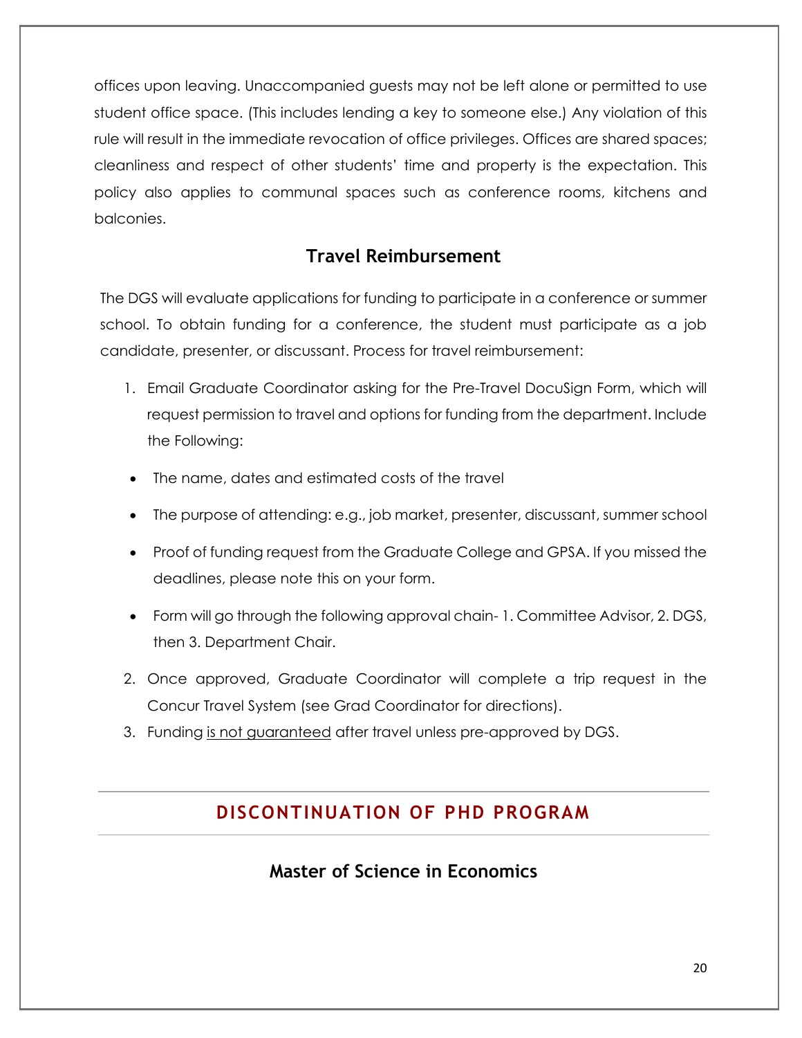offices upon leaving. Unaccompanied guests may not be left alone or permitted to use student office space. (This includes lending a key to someone else.) Any violation of this rule will result in the immediate revocation of office privileges. Offices are shared spaces; cleanliness and respect of other students' time and property is the expectation. This policy also applies to communal spaces such as conference rooms, kitchens and balconies.

### Travel Reimbursement

The DGS will evaluate applications for funding to participate in a conference or summer school. To obtain funding for a conference, the student must participate as a job candidate, presenter, or discussant. Process for travel reimbursement:

1. Email Graduate Coordinator asking for the Pre-Travel DocuSign Form, which will request permission to travel and options for funding from the department. Include the Following:

   - The name, dates and estimated costs of the travel
   - The purpose of attending: e.g., job market, presenter, discussant, summer school
   - Proof of funding request from the Graduate College and GPSA. If you missed the deadlines, please note this on your form.
   - Form will go through the following approval chain- 1. Committee Advisor, 2. DGS, then 3. Department Chair.

2. Once approved, Graduate Coordinator will complete a trip request in the Concur Travel System (see Grad Coordinator for directions).
3. Funding <u>is not guaranteed</u> after travel unless pre-approved by DGS.

## DISCONTINUATION OF PHD PROGRAM

### Master of Science in Economics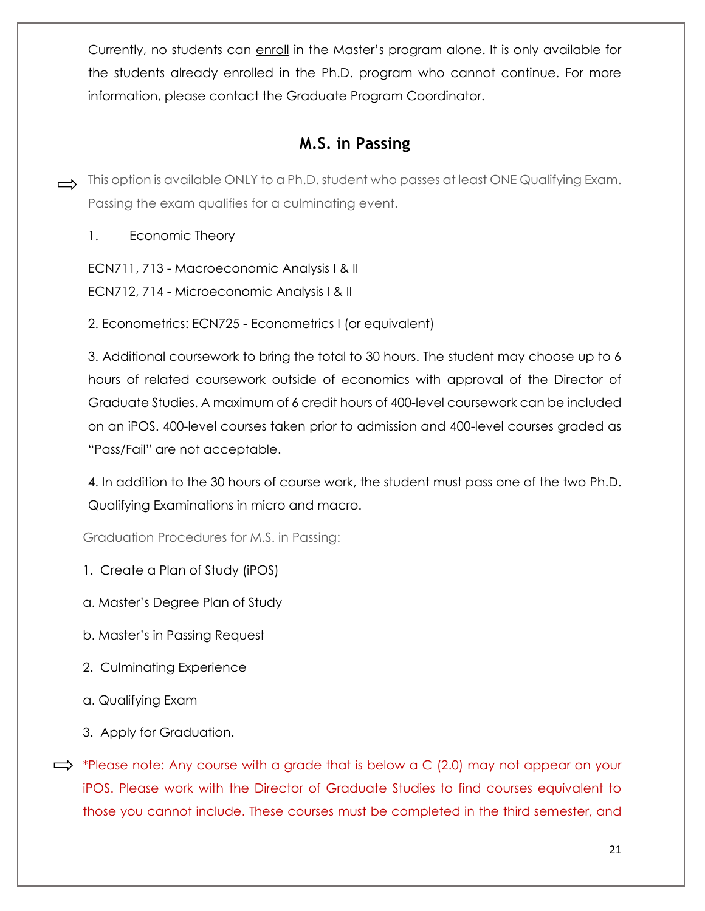Currently, no students can enroll in the Master's program alone. It is only available for the students already enrolled in the Ph.D. program who cannot continue. For more information, please contact the Graduate Program Coordinator.

## M.S. in Passing

⇨ This option is available ONLY to a Ph.D. student who passes at least ONE Qualifying Exam. Passing the exam qualifies for a culminating event.

1. Economic Theory

ECN711, 713 - Macroeconomic Analysis I & II

ECN712, 714 - Microeconomic Analysis I & II

2. Econometrics: ECN725 - Econometrics I (or equivalent)

3. Additional coursework to bring the total to 30 hours. The student may choose up to 6 hours of related coursework outside of economics with approval of the Director of Graduate Studies. A maximum of 6 credit hours of 400-level coursework can be included on an iPOS. 400-level courses taken prior to admission and 400-level courses graded as "Pass/Fail" are not acceptable.

4. In addition to the 30 hours of course work, the student must pass one of the two Ph.D. Qualifying Examinations in micro and macro.

Graduation Procedures for M.S. in Passing:

1. Create a Plan of Study (iPOS)

a. Master's Degree Plan of Study

b. Master's in Passing Request

2. Culminating Experience

a. Qualifying Exam

3. Apply for Graduation.

⇨ *Please note: Any course with a grade that is below a C (2.0) may not appear on your iPOS. Please work with the Director of Graduate Studies to find courses equivalent to those you cannot include. These courses must be completed in the third semester, and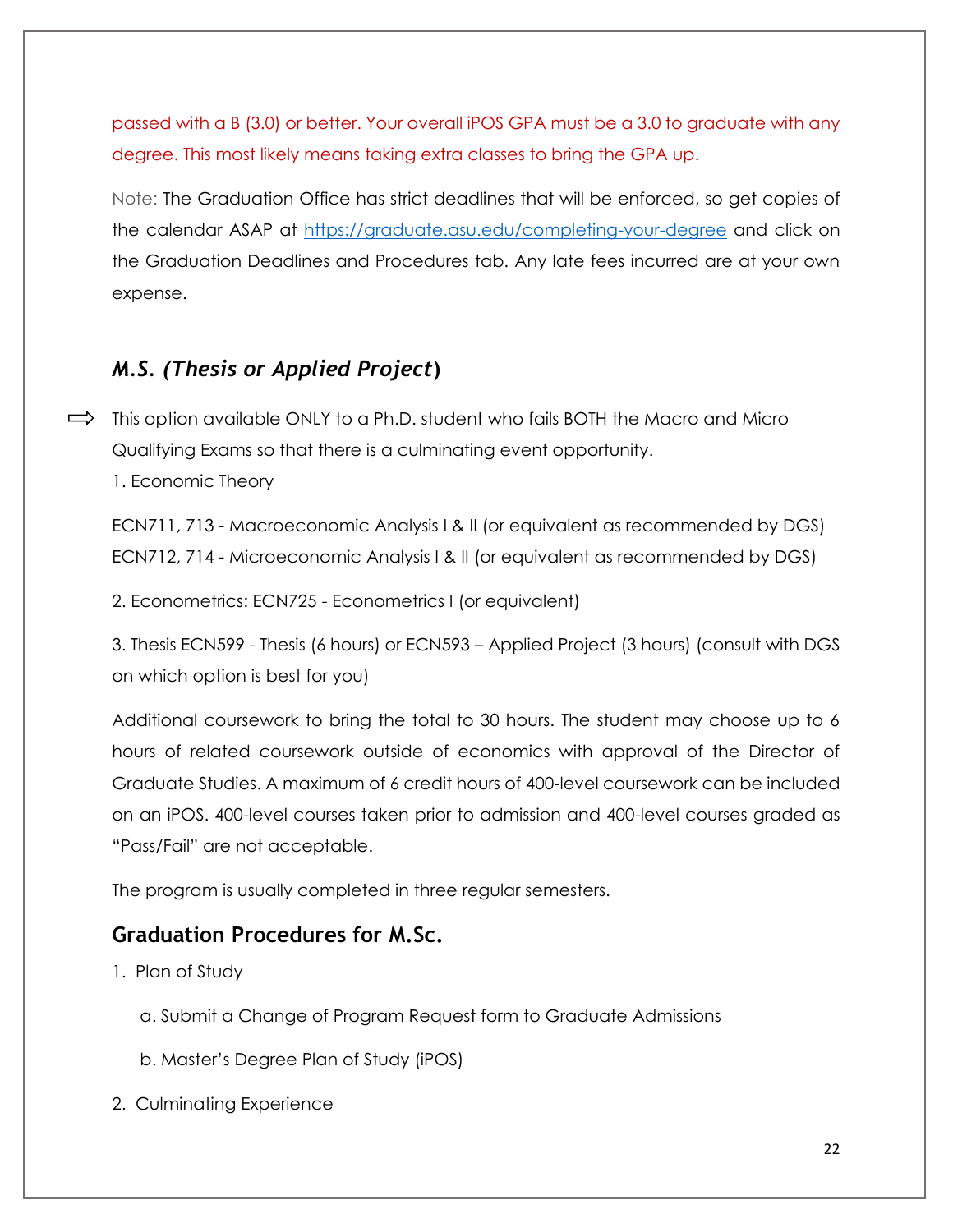passed with a B (3.0) or better. Your overall iPOS GPA must be a 3.0 to graduate with any degree. This most likely means taking extra classes to bring the GPA up.

Note: The Graduation Office has strict deadlines that will be enforced, so get copies of the calendar ASAP at https://graduate.asu.edu/completing-your-degree and click on the Graduation Deadlines and Procedures tab. Any late fees incurred are at your own expense.

### *M.S. (Thesis or Applied Project)*

⇨ This option available ONLY to a Ph.D. student who fails BOTH the Macro and Micro Qualifying Exams so that there is a culminating event opportunity.

1. Economic Theory

ECN711, 713 - Macroeconomic Analysis I & II (or equivalent as recommended by DGS)
ECN712, 714 - Microeconomic Analysis I & II (or equivalent as recommended by DGS)

2. Econometrics: ECN725 - Econometrics I (or equivalent)

3. Thesis ECN599 - Thesis (6 hours) or ECN593 – Applied Project (3 hours) (consult with DGS on which option is best for you)

Additional coursework to bring the total to 30 hours. The student may choose up to 6 hours of related coursework outside of economics with approval of the Director of Graduate Studies. A maximum of 6 credit hours of 400-level coursework can be included on an iPOS. 400-level courses taken prior to admission and 400-level courses graded as "Pass/Fail" are not acceptable.

The program is usually completed in three regular semesters.

### Graduation Procedures for M.Sc.

1. Plan of Study

   a. Submit a Change of Program Request form to Graduate Admissions

   b. Master's Degree Plan of Study (iPOS)

2. Culminating Experience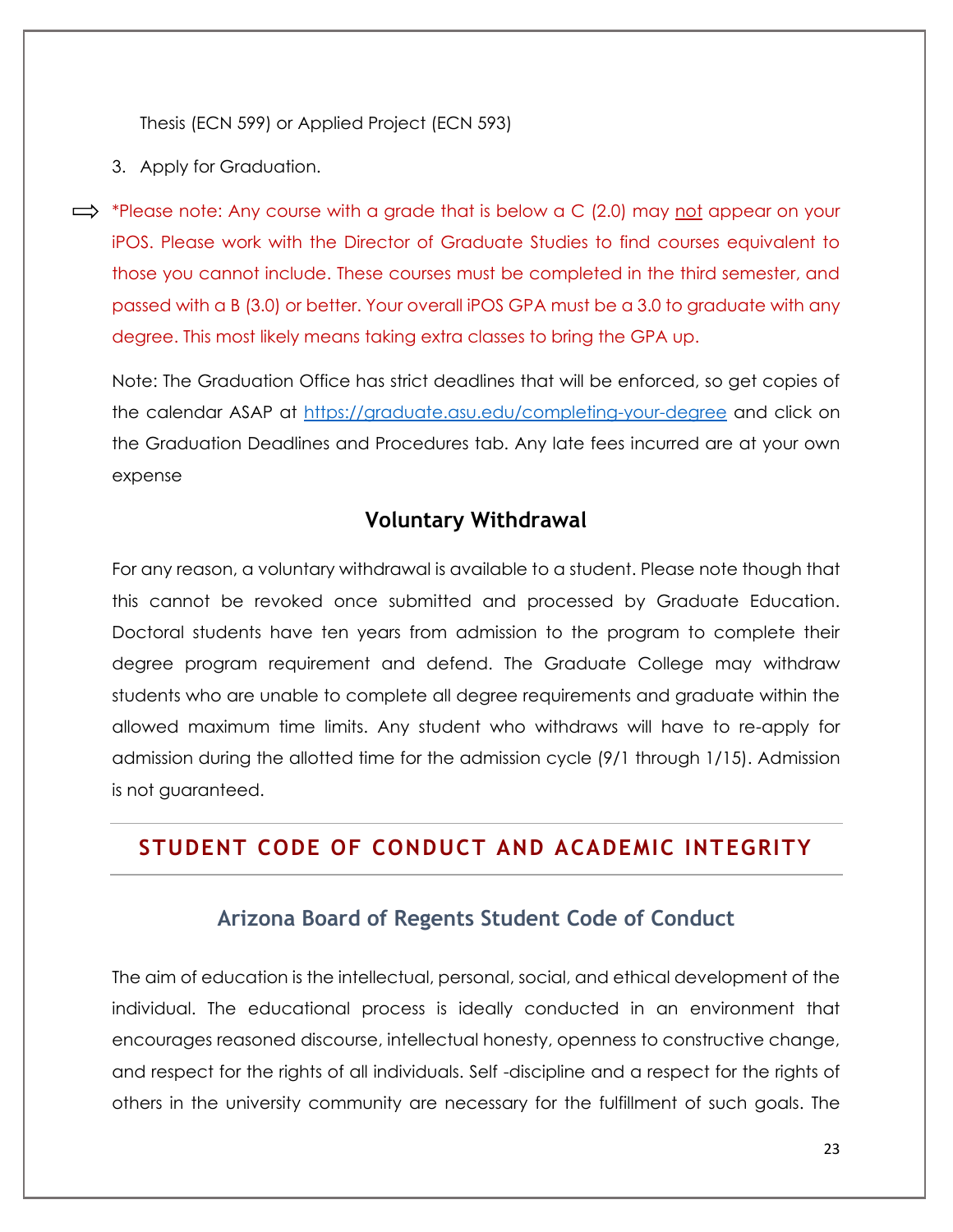Thesis (ECN 599) or Applied Project (ECN 593)

3. Apply for Graduation.

⇨ *Please note: Any course with a grade that is below a C (2.0) may not appear on your iPOS. Please work with the Director of Graduate Studies to find courses equivalent to those you cannot include. These courses must be completed in the third semester, and passed with a B (3.0) or better. Your overall iPOS GPA must be a 3.0 to graduate with any degree. This most likely means taking extra classes to bring the GPA up.

Note: The Graduation Office has strict deadlines that will be enforced, so get copies of the calendar ASAP at https://graduate.asu.edu/completing-your-degree and click on the Graduation Deadlines and Procedures tab. Any late fees incurred are at your own expense

### Voluntary Withdrawal

For any reason, a voluntary withdrawal is available to a student. Please note though that this cannot be revoked once submitted and processed by Graduate Education. Doctoral students have ten years from admission to the program to complete their degree program requirement and defend. The Graduate College may withdraw students who are unable to complete all degree requirements and graduate within the allowed maximum time limits. Any student who withdraws will have to re-apply for admission during the allotted time for the admission cycle (9/1 through 1/15). Admission is not guaranteed.

## STUDENT CODE OF CONDUCT AND ACADEMIC INTEGRITY

### Arizona Board of Regents Student Code of Conduct

The aim of education is the intellectual, personal, social, and ethical development of the individual. The educational process is ideally conducted in an environment that encourages reasoned discourse, intellectual honesty, openness to constructive change, and respect for the rights of all individuals. Self -discipline and a respect for the rights of others in the university community are necessary for the fulfillment of such goals. The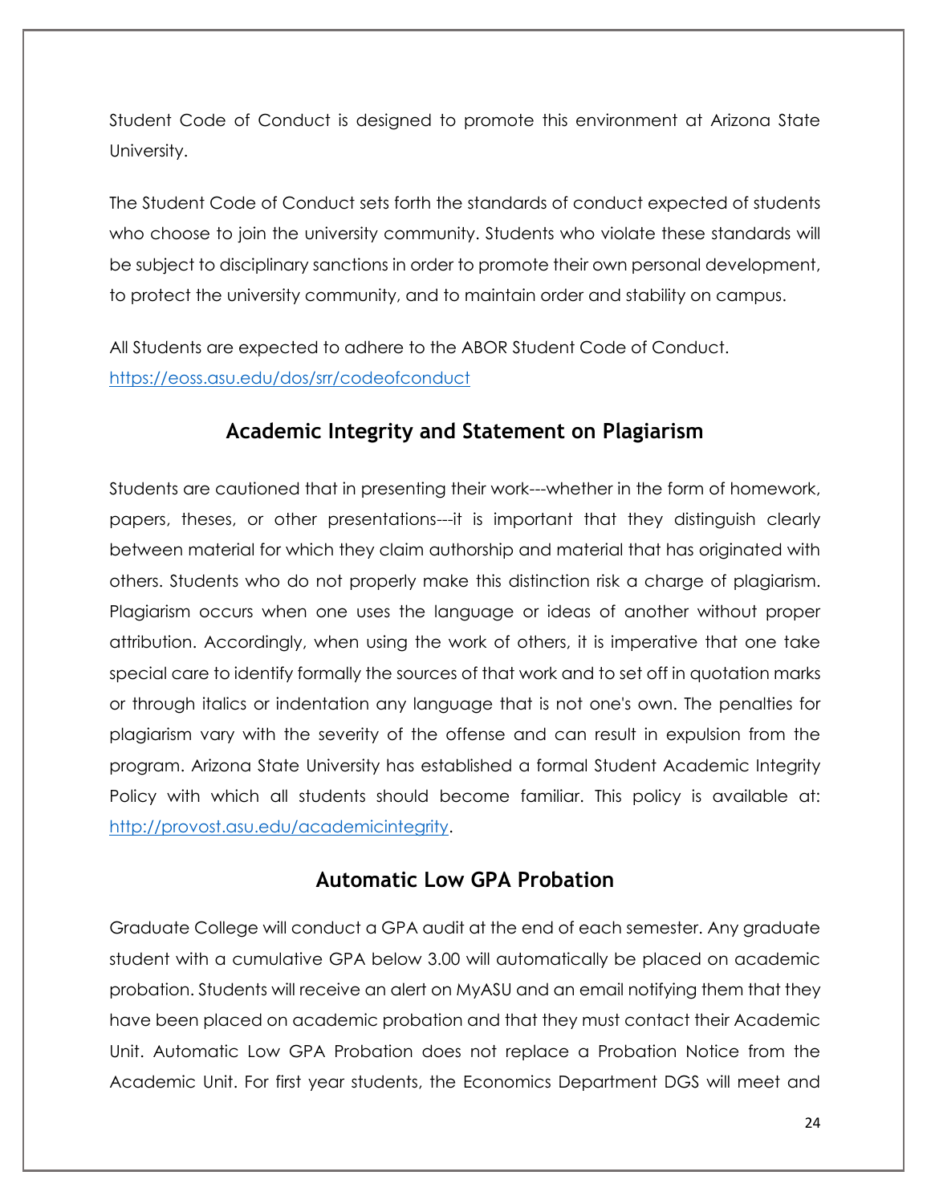Student Code of Conduct is designed to promote this environment at Arizona State University.

The Student Code of Conduct sets forth the standards of conduct expected of students who choose to join the university community. Students who violate these standards will be subject to disciplinary sanctions in order to promote their own personal development, to protect the university community, and to maintain order and stability on campus.

All Students are expected to adhere to the ABOR Student Code of Conduct. https://eoss.asu.edu/dos/srr/codeofconduct

## Academic Integrity and Statement on Plagiarism

Students are cautioned that in presenting their work---whether in the form of homework, papers, theses, or other presentations---it is important that they distinguish clearly between material for which they claim authorship and material that has originated with others. Students who do not properly make this distinction risk a charge of plagiarism. Plagiarism occurs when one uses the language or ideas of another without proper attribution. Accordingly, when using the work of others, it is imperative that one take special care to identify formally the sources of that work and to set off in quotation marks or through italics or indentation any language that is not one's own. The penalties for plagiarism vary with the severity of the offense and can result in expulsion from the program. Arizona State University has established a formal Student Academic Integrity Policy with which all students should become familiar. This policy is available at: http://provost.asu.edu/academicintegrity.

## Automatic Low GPA Probation

Graduate College will conduct a GPA audit at the end of each semester. Any graduate student with a cumulative GPA below 3.00 will automatically be placed on academic probation. Students will receive an alert on MyASU and an email notifying them that they have been placed on academic probation and that they must contact their Academic Unit. Automatic Low GPA Probation does not replace a Probation Notice from the Academic Unit. For first year students, the Economics Department DGS will meet and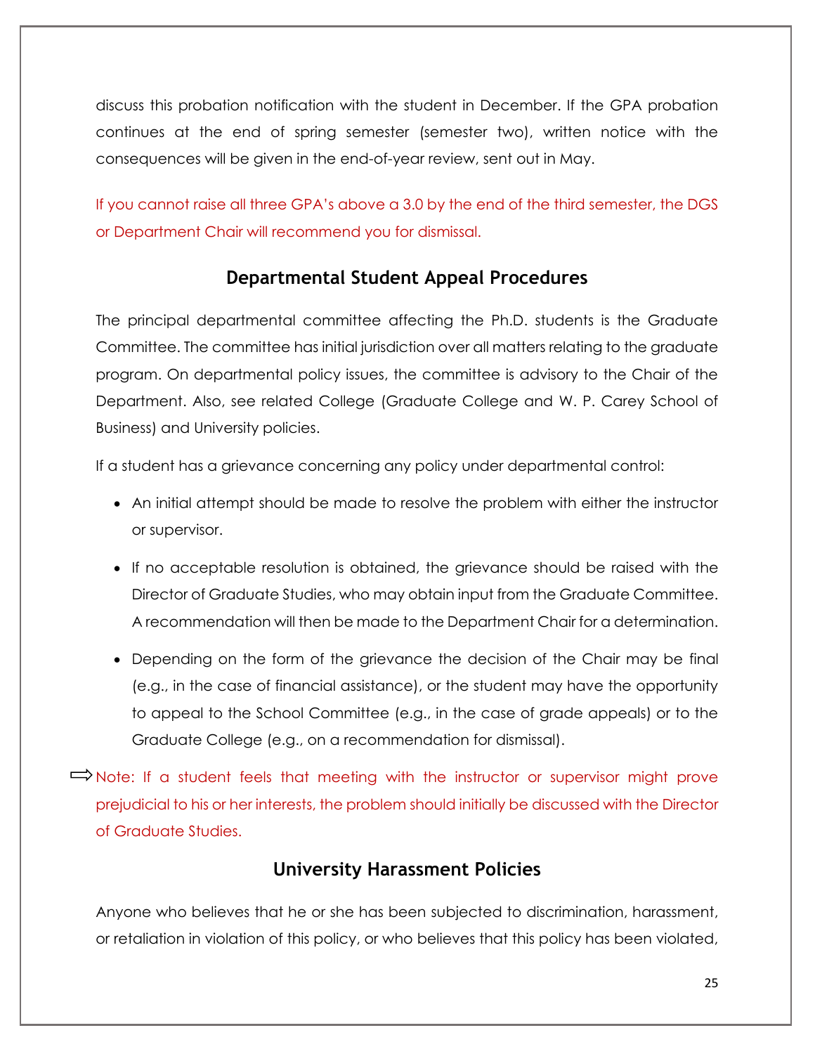discuss this probation notification with the student in December. If the GPA probation continues at the end of spring semester (semester two), written notice with the consequences will be given in the end-of-year review, sent out in May.

If you cannot raise all three GPA's above a 3.0 by the end of the third semester, the DGS or Department Chair will recommend you for dismissal.

## Departmental Student Appeal Procedures

The principal departmental committee affecting the Ph.D. students is the Graduate Committee. The committee has initial jurisdiction over all matters relating to the graduate program. On departmental policy issues, the committee is advisory to the Chair of the Department. Also, see related College (Graduate College and W. P. Carey School of Business) and University policies.

If a student has a grievance concerning any policy under departmental control:

- An initial attempt should be made to resolve the problem with either the instructor or supervisor.
- If no acceptable resolution is obtained, the grievance should be raised with the Director of Graduate Studies, who may obtain input from the Graduate Committee. A recommendation will then be made to the Department Chair for a determination.
- Depending on the form of the grievance the decision of the Chair may be final (e.g., in the case of financial assistance), or the student may have the opportunity to appeal to the School Committee (e.g., in the case of grade appeals) or to the Graduate College (e.g., on a recommendation for dismissal).

⇨ Note: If a student feels that meeting with the instructor or supervisor might prove prejudicial to his or her interests, the problem should initially be discussed with the Director of Graduate Studies.

## University Harassment Policies

Anyone who believes that he or she has been subjected to discrimination, harassment, or retaliation in violation of this policy, or who believes that this policy has been violated,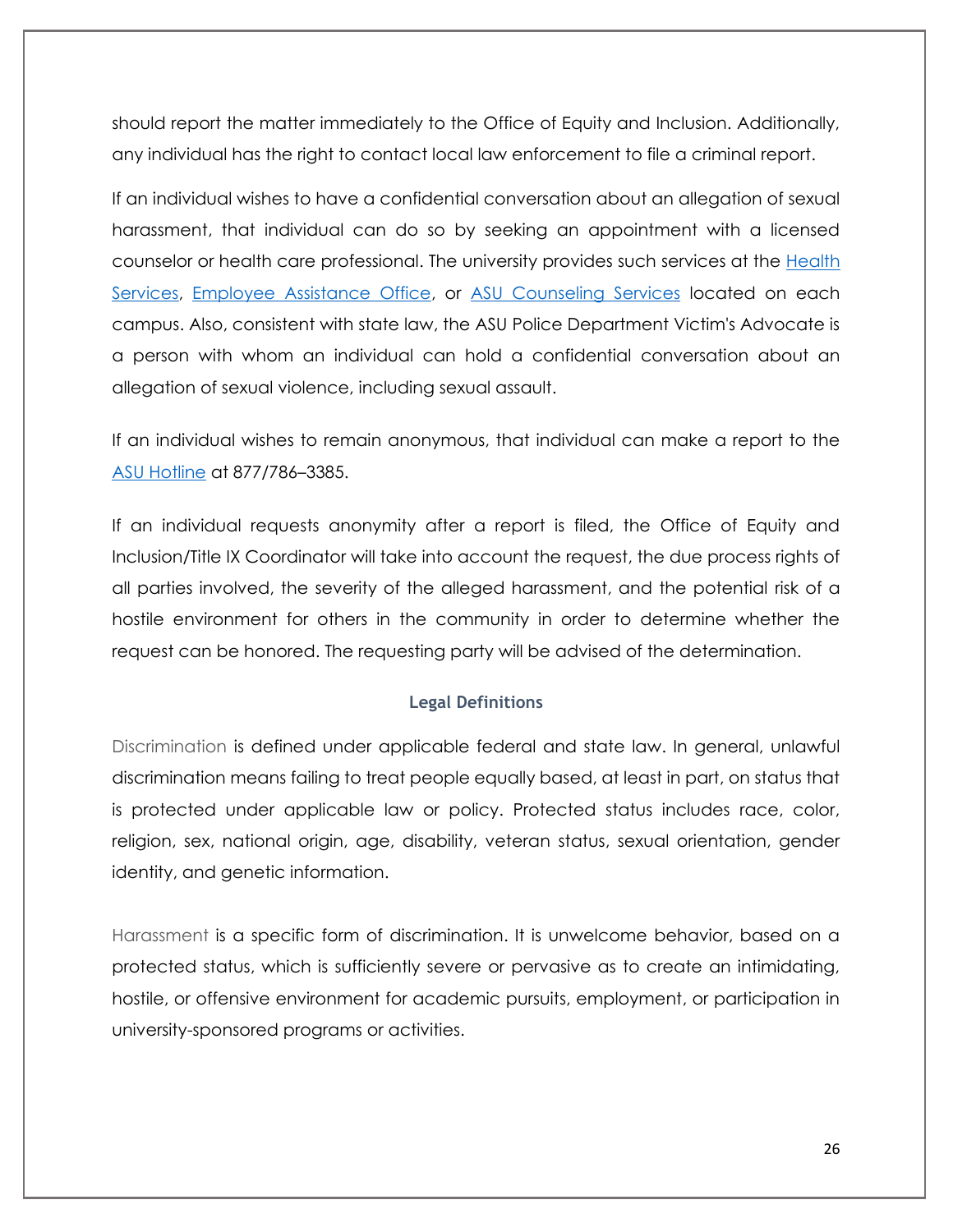should report the matter immediately to the Office of Equity and Inclusion. Additionally, any individual has the right to contact local law enforcement to file a criminal report.

If an individual wishes to have a confidential conversation about an allegation of sexual harassment, that individual can do so by seeking an appointment with a licensed counselor or health care professional. The university provides such services at the Health Services, Employee Assistance Office, or ASU Counseling Services located on each campus. Also, consistent with state law, the ASU Police Department Victim's Advocate is a person with whom an individual can hold a confidential conversation about an allegation of sexual violence, including sexual assault.

If an individual wishes to remain anonymous, that individual can make a report to the ASU Hotline at 877/786–3385.

If an individual requests anonymity after a report is filed, the Office of Equity and Inclusion/Title IX Coordinator will take into account the request, the due process rights of all parties involved, the severity of the alleged harassment, and the potential risk of a hostile environment for others in the community in order to determine whether the request can be honored. The requesting party will be advised of the determination.

### Legal Definitions

Discrimination is defined under applicable federal and state law. In general, unlawful discrimination means failing to treat people equally based, at least in part, on status that is protected under applicable law or policy. Protected status includes race, color, religion, sex, national origin, age, disability, veteran status, sexual orientation, gender identity, and genetic information.

Harassment is a specific form of discrimination. It is unwelcome behavior, based on a protected status, which is sufficiently severe or pervasive as to create an intimidating, hostile, or offensive environment for academic pursuits, employment, or participation in university-sponsored programs or activities.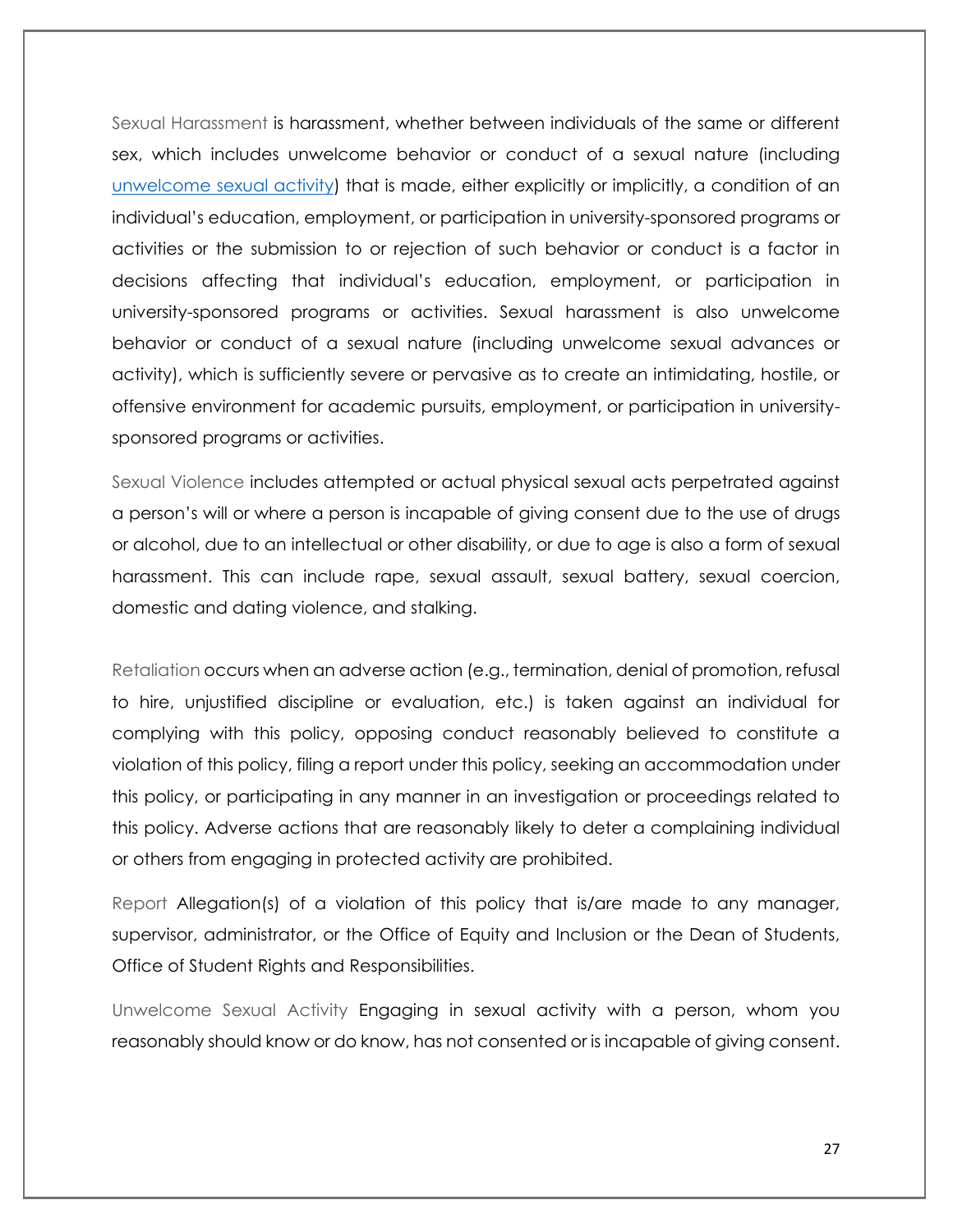Sexual Harassment is harassment, whether between individuals of the same or different sex, which includes unwelcome behavior or conduct of a sexual nature (including [unwelcome sexual activity](#)) that is made, either explicitly or implicitly, a condition of an individual's education, employment, or participation in university-sponsored programs or activities or the submission to or rejection of such behavior or conduct is a factor in decisions affecting that individual's education, employment, or participation in university-sponsored programs or activities. Sexual harassment is also unwelcome behavior or conduct of a sexual nature (including unwelcome sexual advances or activity), which is sufficiently severe or pervasive as to create an intimidating, hostile, or offensive environment for academic pursuits, employment, or participation in university-sponsored programs or activities.

Sexual Violence includes attempted or actual physical sexual acts perpetrated against a person's will or where a person is incapable of giving consent due to the use of drugs or alcohol, due to an intellectual or other disability, or due to age is also a form of sexual harassment. This can include rape, sexual assault, sexual battery, sexual coercion, domestic and dating violence, and stalking.

Retaliation occurs when an adverse action (e.g., termination, denial of promotion, refusal to hire, unjustified discipline or evaluation, etc.) is taken against an individual for complying with this policy, opposing conduct reasonably believed to constitute a violation of this policy, filing a report under this policy, seeking an accommodation under this policy, or participating in any manner in an investigation or proceedings related to this policy. Adverse actions that are reasonably likely to deter a complaining individual or others from engaging in protected activity are prohibited.

Report Allegation(s) of a violation of this policy that is/are made to any manager, supervisor, administrator, or the Office of Equity and Inclusion or the Dean of Students, Office of Student Rights and Responsibilities.

Unwelcome Sexual Activity Engaging in sexual activity with a person, whom you reasonably should know or do know, has not consented or is incapable of giving consent.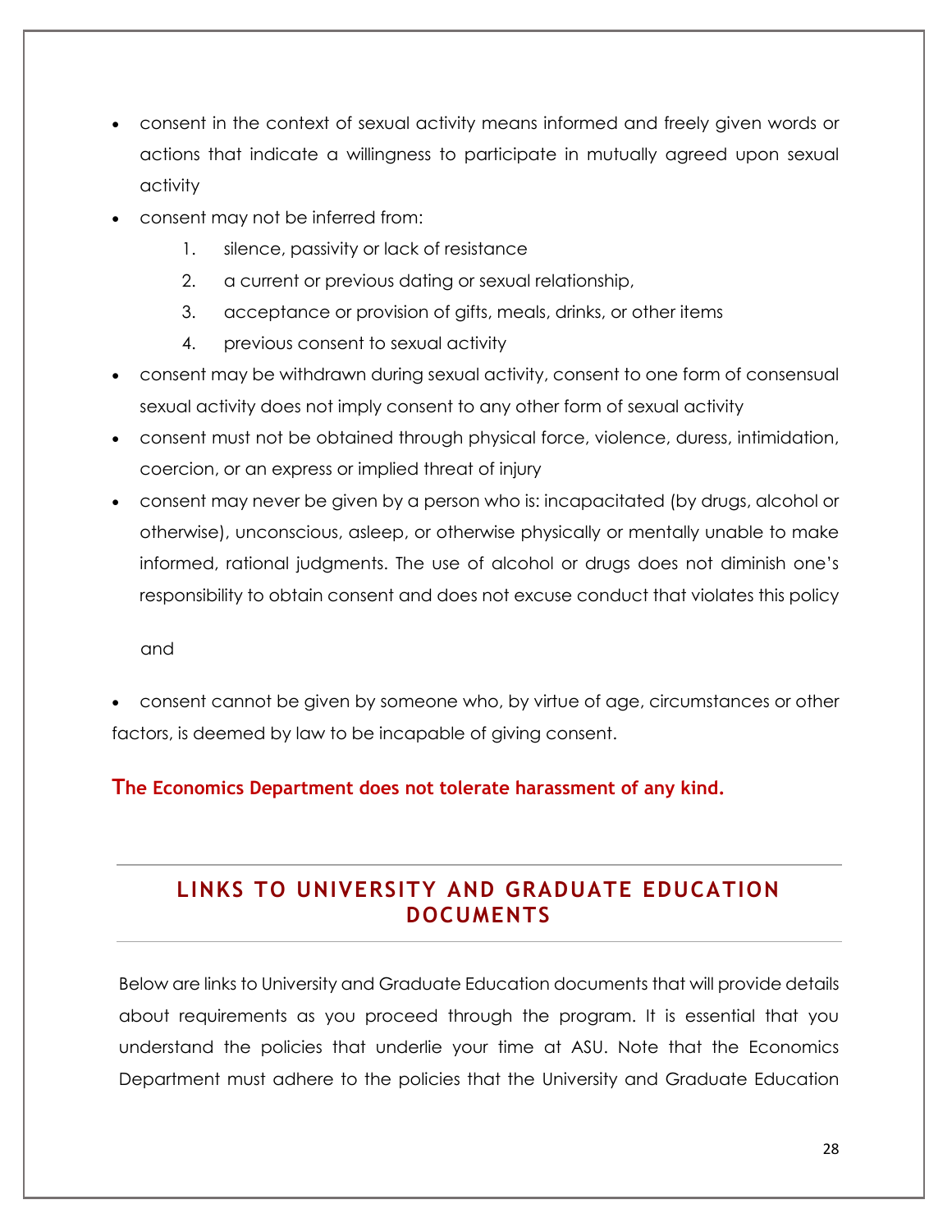- consent in the context of sexual activity means informed and freely given words or actions that indicate a willingness to participate in mutually agreed upon sexual activity
- consent may not be inferred from:
    1. silence, passivity or lack of resistance
    2. a current or previous dating or sexual relationship,
    3. acceptance or provision of gifts, meals, drinks, or other items
    4. previous consent to sexual activity
- consent may be withdrawn during sexual activity, consent to one form of consensual sexual activity does not imply consent to any other form of sexual activity
- consent must not be obtained through physical force, violence, duress, intimidation, coercion, or an express or implied threat of injury
- consent may never be given by a person who is: incapacitated (by drugs, alcohol or otherwise), unconscious, asleep, or otherwise physically or mentally unable to make informed, rational judgments. The use of alcohol or drugs does not diminish one's responsibility to obtain consent and does not excuse conduct that violates this policy

and

- consent cannot be given by someone who, by virtue of age, circumstances or other factors, is deemed by law to be incapable of giving consent.

**The Economics Department does not tolerate harassment of any kind.**

## LINKS TO UNIVERSITY AND GRADUATE EDUCATION DOCUMENTS

Below are links to University and Graduate Education documents that will provide details about requirements as you proceed through the program. It is essential that you understand the policies that underlie your time at ASU. Note that the Economics Department must adhere to the policies that the University and Graduate Education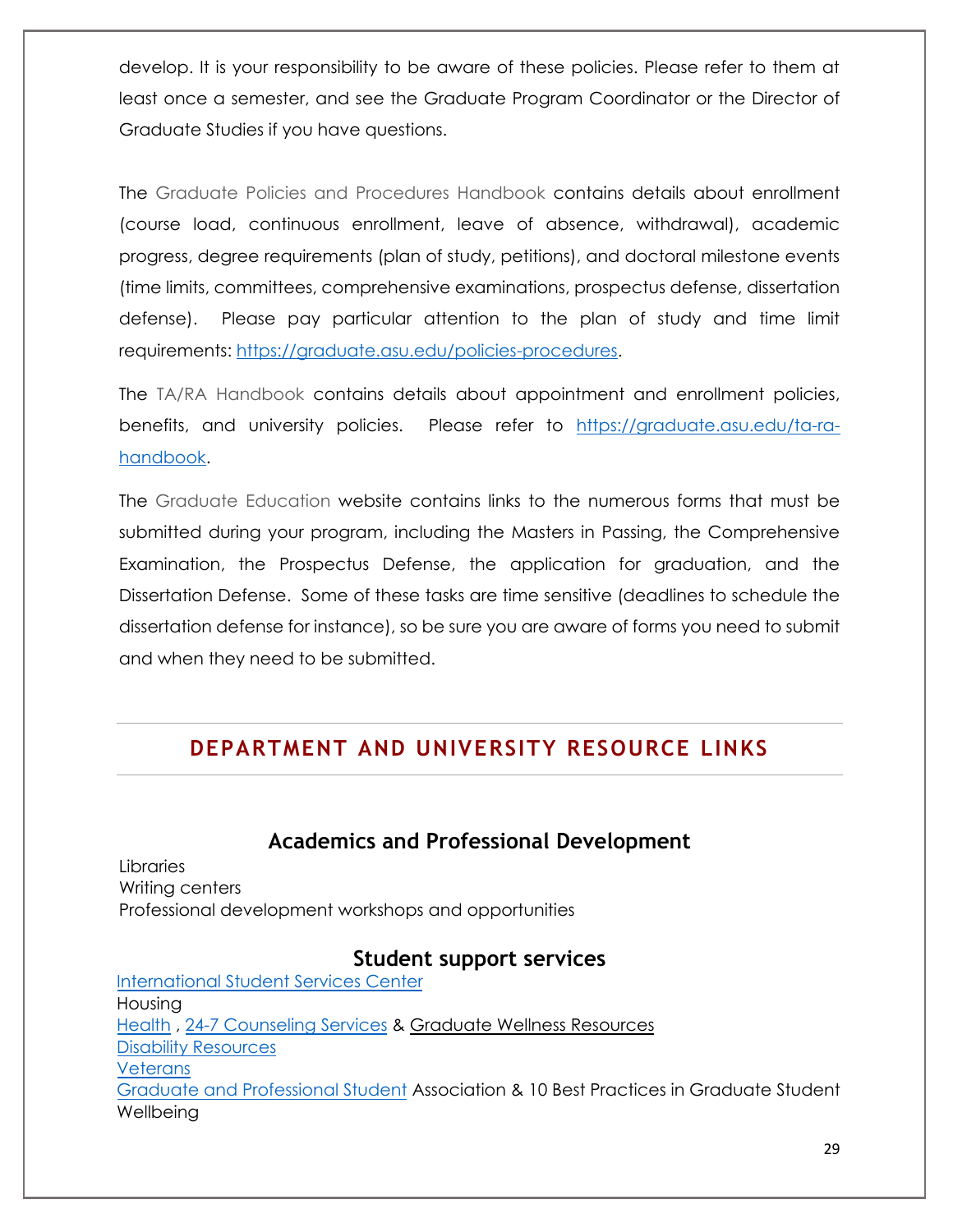develop. It is your responsibility to be aware of these policies. Please refer to them at least once a semester, and see the Graduate Program Coordinator or the Director of Graduate Studies if you have questions.

The Graduate Policies and Procedures Handbook contains details about enrollment (course load, continuous enrollment, leave of absence, withdrawal), academic progress, degree requirements (plan of study, petitions), and doctoral milestone events (time limits, committees, comprehensive examinations, prospectus defense, dissertation defense). Please pay particular attention to the plan of study and time limit requirements: [https://graduate.asu.edu/policies-procedures](https://graduate.asu.edu/policies-procedures).

The TA/RA Handbook contains details about appointment and enrollment policies, benefits, and university policies. Please refer to [https://graduate.asu.edu/ta-ra-handbook](https://graduate.asu.edu/ta-ra-handbook).

The Graduate Education website contains links to the numerous forms that must be submitted during your program, including the Masters in Passing, the Comprehensive Examination, the Prospectus Defense, the application for graduation, and the Dissertation Defense. Some of these tasks are time sensitive (deadlines to schedule the dissertation defense for instance), so be sure you are aware of forms you need to submit and when they need to be submitted.

## DEPARTMENT AND UNIVERSITY RESOURCE LINKS

### Academics and Professional Development

Libraries
Writing centers
Professional development workshops and opportunities

### Student support services

International Student Services Center
Housing
Health , 24-7 Counseling Services & Graduate Wellness Resources
Disability Resources
Veterans
Graduate and Professional Student Association & 10 Best Practices in Graduate Student Wellbeing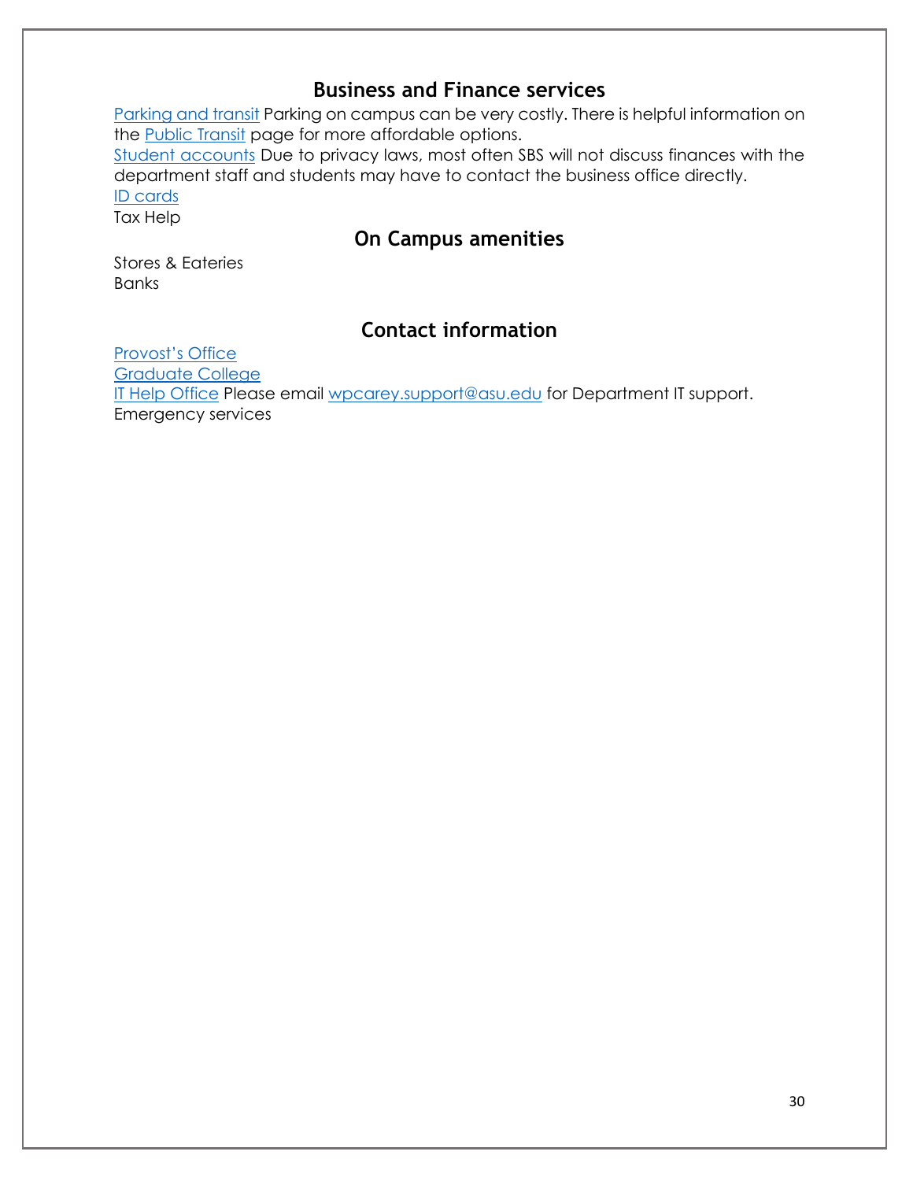## Business and Finance services

Parking and transit Parking on campus can be very costly. There is helpful information on the Public Transit page for more affordable options.
Student accounts Due to privacy laws, most often SBS will not discuss finances with the department staff and students may have to contact the business office directly.
ID cards
Tax Help

## On Campus amenities

Stores & Eateries
Banks

## Contact information

Provost's Office
Graduate College
IT Help Office Please email wpcarey.support@asu.edu for Department IT support.
Emergency services